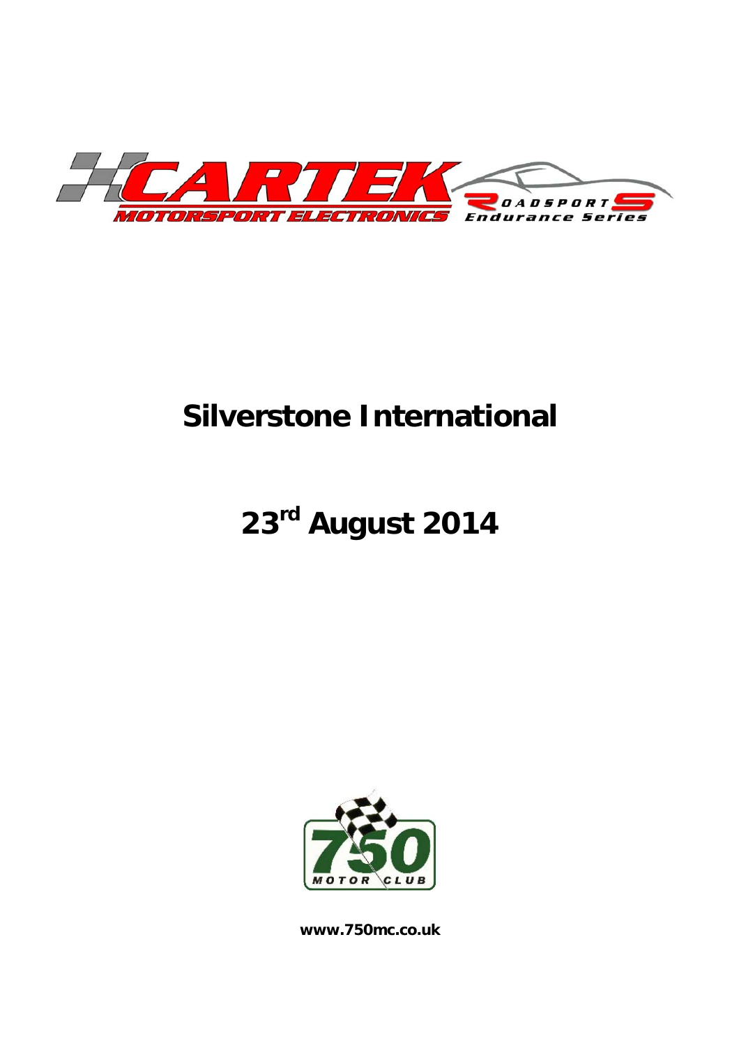CARTEK MOTORSPORT ELECTRONICS

ROADSPORTS Endurance Series

# Silverstone International

# 23rd August 2014

750 MOTOR CLUB

**www.750mc.co.uk**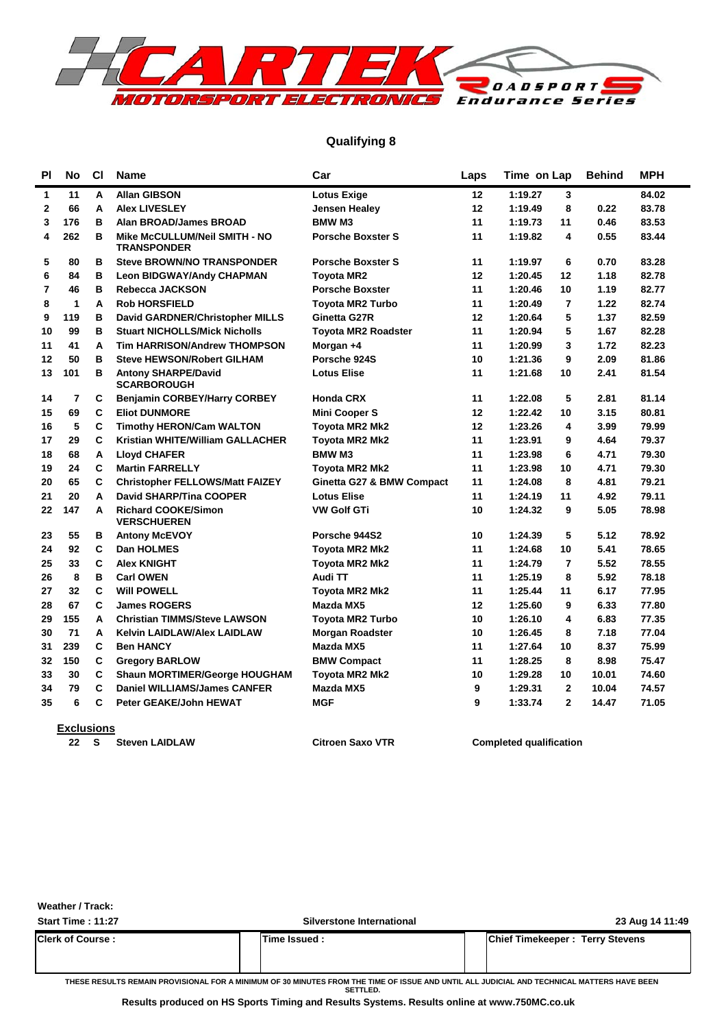## Qualifying 8

| Pl | No | Cl | Name | Car | Laps | Time | on Lap | Behind | MPH |
|---|---|---|---|---|---|---|---|---|---|
| 1 | 11 | A | Allan GIBSON | Lotus Exige | 12 | 1:19.27 | 3 | | 84.02 |
| 2 | 66 | A | Alex LIVESLEY | Jensen Healey | 12 | 1:19.49 | 8 | 0.22 | 83.78 |
| 3 | 176 | B | Alan BROAD/James BROAD | BMW M3 | 11 | 1:19.73 | 11 | 0.46 | 83.53 |
| 4 | 262 | B | Mike McCULLUM/Neil SMITH - NO TRANSPONDER | Porsche Boxster S | 11 | 1:19.82 | 4 | 0.55 | 83.44 |
| 5 | 80 | B | Steve BROWN/NO TRANSPONDER | Porsche Boxster S | 11 | 1:19.97 | 6 | 0.70 | 83.28 |
| 6 | 84 | B | Leon BIDGWAY/Andy CHAPMAN | Toyota MR2 | 12 | 1:20.45 | 12 | 1.18 | 82.78 |
| 7 | 46 | B | Rebecca JACKSON | Porsche Boxster | 11 | 1:20.46 | 10 | 1.19 | 82.77 |
| 8 | 1 | A | Rob HORSFIELD | Toyota MR2 Turbo | 11 | 1:20.49 | 7 | 1.22 | 82.74 |
| 9 | 119 | B | David GARDNER/Christopher MILLS | Ginetta G27R | 12 | 1:20.64 | 5 | 1.37 | 82.59 |
| 10 | 99 | B | Stuart NICHOLLS/Mick Nicholls | Toyota MR2 Roadster | 11 | 1:20.94 | 5 | 1.67 | 82.28 |
| 11 | 41 | A | Tim HARRISON/Andrew THOMPSON | Morgan +4 | 11 | 1:20.99 | 3 | 1.72 | 82.23 |
| 12 | 50 | B | Steve HEWSON/Robert GILHAM | Porsche 924S | 10 | 1:21.36 | 9 | 2.09 | 81.86 |
| 13 | 101 | B | Antony SHARPE/David SCARBOROUGH | Lotus Elise | 11 | 1:21.68 | 10 | 2.41 | 81.54 |
| 14 | 7 | C | Benjamin CORBEY/Harry CORBEY | Honda CRX | 11 | 1:22.08 | 5 | 2.81 | 81.14 |
| 15 | 69 | C | Eliot DUNMORE | Mini Cooper S | 12 | 1:22.42 | 10 | 3.15 | 80.81 |
| 16 | 5 | C | Timothy HERON/Cam WALTON | Toyota MR2 Mk2 | 12 | 1:23.26 | 4 | 3.99 | 79.99 |
| 17 | 29 | C | Kristian WHITE/William GALLACHER | Toyota MR2 Mk2 | 11 | 1:23.91 | 9 | 4.64 | 79.37 |
| 18 | 68 | A | Lloyd CHAFER | BMW M3 | 11 | 1:23.98 | 6 | 4.71 | 79.30 |
| 19 | 24 | C | Martin FARRELLY | Toyota MR2 Mk2 | 11 | 1:23.98 | 10 | 4.71 | 79.30 |
| 20 | 65 | C | Christopher FELLOWS/Matt FAIZEY | Ginetta G27 & BMW Compact | 11 | 1:24.08 | 8 | 4.81 | 79.21 |
| 21 | 20 | A | David SHARP/Tina COOPER | Lotus Elise | 11 | 1:24.19 | 11 | 4.92 | 79.11 |
| 22 | 147 | A | Richard COOKE/Simon VERSCHUEREN | VW Golf GTi | 10 | 1:24.32 | 9 | 5.05 | 78.98 |
| 23 | 55 | B | Antony McEVOY | Porsche 944S2 | 10 | 1:24.39 | 5 | 5.12 | 78.92 |
| 24 | 92 | C | Dan HOLMES | Toyota MR2 Mk2 | 11 | 1:24.68 | 10 | 5.41 | 78.65 |
| 25 | 33 | C | Alex KNIGHT | Toyota MR2 Mk2 | 11 | 1:24.79 | 7 | 5.52 | 78.55 |
| 26 | 8 | B | Carl OWEN | Audi TT | 11 | 1:25.19 | 8 | 5.92 | 78.18 |
| 27 | 32 | C | Will POWELL | Toyota MR2 Mk2 | 11 | 1:25.44 | 11 | 6.17 | 77.95 |
| 28 | 67 | C | James ROGERS | Mazda MX5 | 12 | 1:25.60 | 9 | 6.33 | 77.80 |
| 29 | 155 | A | Christian TIMMS/Steve LAWSON | Toyota MR2 Turbo | 10 | 1:26.10 | 4 | 6.83 | 77.35 |
| 30 | 71 | A | Kelvin LAIDLAW/Alex LAIDLAW | Morgan Roadster | 10 | 1:26.45 | 8 | 7.18 | 77.04 |
| 31 | 239 | C | Ben HANCY | Mazda MX5 | 11 | 1:27.64 | 10 | 8.37 | 75.99 |
| 32 | 150 | C | Gregory BARLOW | BMW Compact | 11 | 1:28.25 | 8 | 8.98 | 75.47 |
| 33 | 30 | C | Shaun MORTIMER/George HOUGHAM | Toyota MR2 Mk2 | 10 | 1:29.28 | 10 | 10.01 | 74.60 |
| 34 | 79 | C | Daniel WILLIAMS/James CANFER | Mazda MX5 | 9 | 1:29.31 | 2 | 10.04 | 74.57 |
| 35 | 6 | C | Peter GEAKE/John HEWAT | MGF | 9 | 1:33.74 | 2 | 14.47 | 71.05 |

**Exclusions**

| No | Cl | Name | Car | Reason |
|---|---|---|---|---|
| 22 | S | Steven LAIDLAW | Citroen Saxo VTR | Completed qualification |

**Weather / Track:**

**Start Time : 11:27** | **Silverstone International** | **23 Aug 14 11:49**

| Clerk of Course : | Time Issued : | Chief Timekeeper : Terry Stevens |
|---|---|---|
| | | |

THESE RESULTS REMAIN PROVISIONAL FOR A MINIMUM OF 30 MINUTES FROM THE TIME OF ISSUE AND UNTIL ALL JUDICIAL AND TECHNICAL MATTERS HAVE BEEN SETTLED.

**Results produced on HS Sports Timing and Results Systems. Results online at www.750MC.co.uk**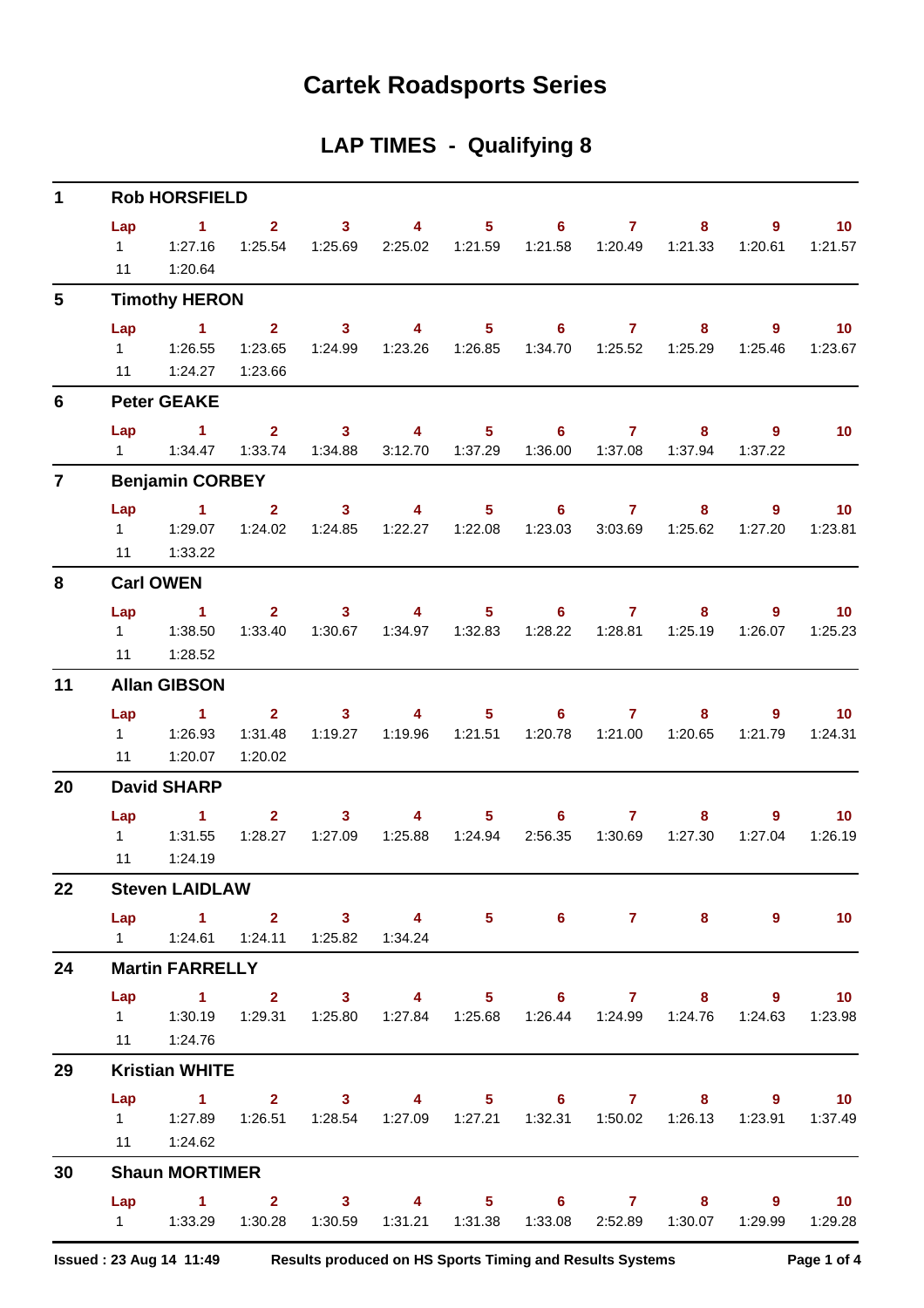# Cartek Roadsports Series

## LAP TIMES - Qualifying 8

### 1 Rob HORSFIELD

| Lap | 1 | 2 | 3 | 4 | 5 | 6 | 7 | 8 | 9 | 10 |
|---|---|---|---|---|---|---|---|---|---|---|
| 1 | 1:27.16 | 1:25.54 | 1:25.69 | 2:25.02 | 1:21.59 | 1:21.58 | 1:20.49 | 1:21.33 | 1:20.61 | 1:21.57 |
| 11 | 1:20.64 | | | | | | | | | |

### 5 Timothy HERON

| Lap | 1 | 2 | 3 | 4 | 5 | 6 | 7 | 8 | 9 | 10 |
|---|---|---|---|---|---|---|---|---|---|---|
| 1 | 1:26.55 | 1:23.65 | 1:24.99 | 1:23.26 | 1:26.85 | 1:34.70 | 1:25.52 | 1:25.29 | 1:25.46 | 1:23.67 |
| 11 | 1:24.27 | 1:23.66 | | | | | | | | |

### 6 Peter GEAKE

| Lap | 1 | 2 | 3 | 4 | 5 | 6 | 7 | 8 | 9 | 10 |
|---|---|---|---|---|---|---|---|---|---|---|
| 1 | 1:34.47 | 1:33.74 | 1:34.88 | 3:12.70 | 1:37.29 | 1:36.00 | 1:37.08 | 1:37.94 | 1:37.22 | |

### 7 Benjamin CORBEY

| Lap | 1 | 2 | 3 | 4 | 5 | 6 | 7 | 8 | 9 | 10 |
|---|---|---|---|---|---|---|---|---|---|---|
| 1 | 1:29.07 | 1:24.02 | 1:24.85 | 1:22.27 | 1:22.08 | 1:23.03 | 3:03.69 | 1:25.62 | 1:27.20 | 1:23.81 |
| 11 | 1:33.22 | | | | | | | | | |

### 8 Carl OWEN

| Lap | 1 | 2 | 3 | 4 | 5 | 6 | 7 | 8 | 9 | 10 |
|---|---|---|---|---|---|---|---|---|---|---|
| 1 | 1:38.50 | 1:33.40 | 1:30.67 | 1:34.97 | 1:32.83 | 1:28.22 | 1:28.81 | 1:25.19 | 1:26.07 | 1:25.23 |
| 11 | 1:28.52 | | | | | | | | | |

### 11 Allan GIBSON

| Lap | 1 | 2 | 3 | 4 | 5 | 6 | 7 | 8 | 9 | 10 |
|---|---|---|---|---|---|---|---|---|---|---|
| 1 | 1:26.93 | 1:31.48 | 1:19.27 | 1:19.96 | 1:21.51 | 1:20.78 | 1:21.00 | 1:20.65 | 1:21.79 | 1:24.31 |
| 11 | 1:20.07 | 1:20.02 | | | | | | | | |

### 20 David SHARP

| Lap | 1 | 2 | 3 | 4 | 5 | 6 | 7 | 8 | 9 | 10 |
|---|---|---|---|---|---|---|---|---|---|---|
| 1 | 1:31.55 | 1:28.27 | 1:27.09 | 1:25.88 | 1:24.94 | 2:56.35 | 1:30.69 | 1:27.30 | 1:27.04 | 1:26.19 |
| 11 | 1:24.19 | | | | | | | | | |

### 22 Steven LAIDLAW

| Lap | 1 | 2 | 3 | 4 | 5 | 6 | 7 | 8 | 9 | 10 |
|---|---|---|---|---|---|---|---|---|---|---|
| 1 | 1:24.61 | 1:24.11 | 1:25.82 | 1:34.24 | | | | | | |

### 24 Martin FARRELLY

| Lap | 1 | 2 | 3 | 4 | 5 | 6 | 7 | 8 | 9 | 10 |
|---|---|---|---|---|---|---|---|---|---|---|
| 1 | 1:30.19 | 1:29.31 | 1:25.80 | 1:27.84 | 1:25.68 | 1:26.44 | 1:24.99 | 1:24.76 | 1:24.63 | 1:23.98 |
| 11 | 1:24.76 | | | | | | | | | |

### 29 Kristian WHITE

| Lap | 1 | 2 | 3 | 4 | 5 | 6 | 7 | 8 | 9 | 10 |
|---|---|---|---|---|---|---|---|---|---|---|
| 1 | 1:27.89 | 1:26.51 | 1:28.54 | 1:27.09 | 1:27.21 | 1:32.31 | 1:50.02 | 1:26.13 | 1:23.91 | 1:37.49 |
| 11 | 1:24.62 | | | | | | | | | |

### 30 Shaun MORTIMER

| Lap | 1 | 2 | 3 | 4 | 5 | 6 | 7 | 8 | 9 | 10 |
|---|---|---|---|---|---|---|---|---|---|---|
| 1 | 1:33.29 | 1:30.28 | 1:30.59 | 1:31.21 | 1:31.38 | 1:33.08 | 2:52.89 | 1:30.07 | 1:29.99 | 1:29.28 |

Issued : 23 Aug 14 11:49 — Results produced on HS Sports Timing and Results Systems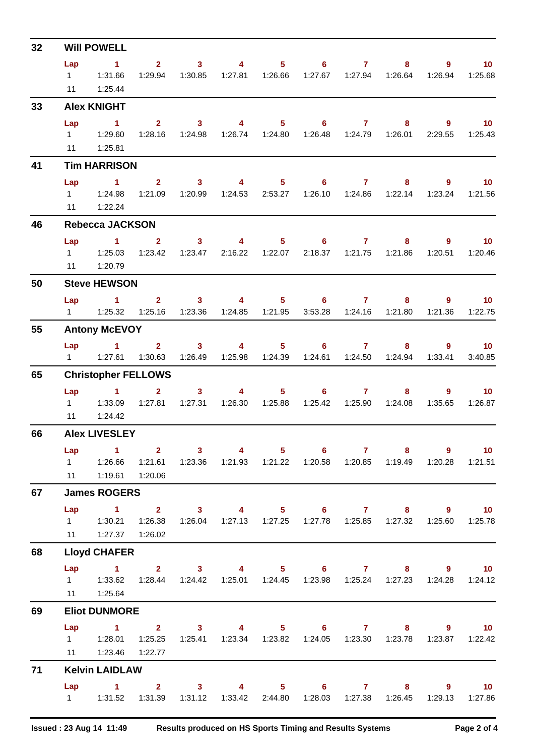## 32 Will POWELL

| Lap | 1 | 2 | 3 | 4 | 5 | 6 | 7 | 8 | 9 | 10 |
|---|---|---|---|---|---|---|---|---|---|---|
| 1 | 1:31.66 | 1:29.94 | 1:30.85 | 1:27.81 | 1:26.66 | 1:27.67 | 1:27.94 | 1:26.64 | 1:26.94 | 1:25.68 |
| 11 | 1:25.44 | | | | | | | | | |

## 33 Alex KNIGHT

| Lap | 1 | 2 | 3 | 4 | 5 | 6 | 7 | 8 | 9 | 10 |
|---|---|---|---|---|---|---|---|---|---|---|
| 1 | 1:29.60 | 1:28.16 | 1:24.98 | 1:26.74 | 1:24.80 | 1:26.48 | 1:24.79 | 1:26.01 | 2:29.55 | 1:25.43 |
| 11 | 1:25.81 | | | | | | | | | |

## 41 Tim HARRISON

| Lap | 1 | 2 | 3 | 4 | 5 | 6 | 7 | 8 | 9 | 10 |
|---|---|---|---|---|---|---|---|---|---|---|
| 1 | 1:24.98 | 1:21.09 | 1:20.99 | 1:24.53 | 2:53.27 | 1:26.10 | 1:24.86 | 1:22.14 | 1:23.24 | 1:21.56 |
| 11 | 1:22.24 | | | | | | | | | |

## 46 Rebecca JACKSON

| Lap | 1 | 2 | 3 | 4 | 5 | 6 | 7 | 8 | 9 | 10 |
|---|---|---|---|---|---|---|---|---|---|---|
| 1 | 1:25.03 | 1:23.42 | 1:23.47 | 2:16.22 | 1:22.07 | 2:18.37 | 1:21.75 | 1:21.86 | 1:20.51 | 1:20.46 |
| 11 | 1:20.79 | | | | | | | | | |

## 50 Steve HEWSON

| Lap | 1 | 2 | 3 | 4 | 5 | 6 | 7 | 8 | 9 | 10 |
|---|---|---|---|---|---|---|---|---|---|---|
| 1 | 1:25.32 | 1:25.16 | 1:23.36 | 1:24.85 | 1:21.95 | 3:53.28 | 1:24.16 | 1:21.80 | 1:21.36 | 1:22.75 |

## 55 Antony McEVOY

| Lap | 1 | 2 | 3 | 4 | 5 | 6 | 7 | 8 | 9 | 10 |
|---|---|---|---|---|---|---|---|---|---|---|
| 1 | 1:27.61 | 1:30.63 | 1:26.49 | 1:25.98 | 1:24.39 | 1:24.61 | 1:24.50 | 1:24.94 | 1:33.41 | 3:40.85 |

## 65 Christopher FELLOWS

| Lap | 1 | 2 | 3 | 4 | 5 | 6 | 7 | 8 | 9 | 10 |
|---|---|---|---|---|---|---|---|---|---|---|
| 1 | 1:33.09 | 1:27.81 | 1:27.31 | 1:26.30 | 1:25.88 | 1:25.42 | 1:25.90 | 1:24.08 | 1:35.65 | 1:26.87 |
| 11 | 1:24.42 | | | | | | | | | |

## 66 Alex LIVESLEY

| Lap | 1 | 2 | 3 | 4 | 5 | 6 | 7 | 8 | 9 | 10 |
|---|---|---|---|---|---|---|---|---|---|---|
| 1 | 1:26.66 | 1:21.61 | 1:23.36 | 1:21.93 | 1:21.22 | 1:20.58 | 1:20.85 | 1:19.49 | 1:20.28 | 1:21.51 |
| 11 | 1:19.61 | 1:20.06 | | | | | | | | |

## 67 James ROGERS

| Lap | 1 | 2 | 3 | 4 | 5 | 6 | 7 | 8 | 9 | 10 |
|---|---|---|---|---|---|---|---|---|---|---|
| 1 | 1:30.21 | 1:26.38 | 1:26.04 | 1:27.13 | 1:27.25 | 1:27.78 | 1:25.85 | 1:27.32 | 1:25.60 | 1:25.78 |
| 11 | 1:27.37 | 1:26.02 | | | | | | | | |

## 68 Lloyd CHAFER

| Lap | 1 | 2 | 3 | 4 | 5 | 6 | 7 | 8 | 9 | 10 |
|---|---|---|---|---|---|---|---|---|---|---|
| 1 | 1:33.62 | 1:28.44 | 1:24.42 | 1:25.01 | 1:24.45 | 1:23.98 | 1:25.24 | 1:27.23 | 1:24.28 | 1:24.12 |
| 11 | 1:25.64 | | | | | | | | | |

## 69 Eliot DUNMORE

| Lap | 1 | 2 | 3 | 4 | 5 | 6 | 7 | 8 | 9 | 10 |
|---|---|---|---|---|---|---|---|---|---|---|
| 1 | 1:28.01 | 1:25.25 | 1:25.41 | 1:23.34 | 1:23.82 | 1:24.05 | 1:23.30 | 1:23.78 | 1:23.87 | 1:22.42 |
| 11 | 1:23.46 | 1:22.77 | | | | | | | | |

## 71 Kelvin LAIDLAW

| Lap | 1 | 2 | 3 | 4 | 5 | 6 | 7 | 8 | 9 | 10 |
|---|---|---|---|---|---|---|---|---|---|---|
| 1 | 1:31.52 | 1:31.39 | 1:31.12 | 1:33.42 | 2:44.80 | 1:28.03 | 1:27.38 | 1:26.45 | 1:29.13 | 1:27.86 |

**Issued : 23 Aug 14 11:49** **Results produced on HS Sports Timing and Results Systems**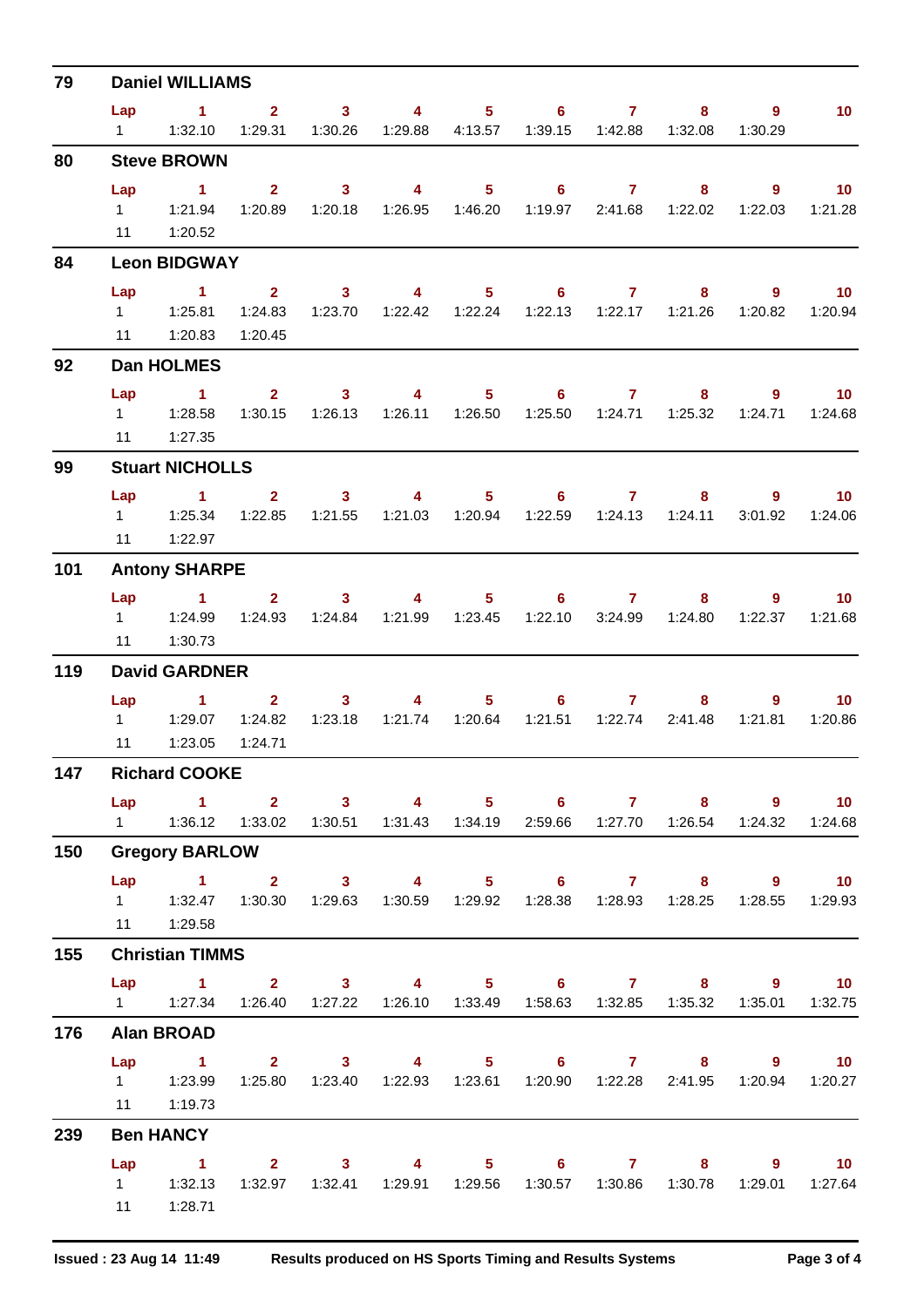## 79 Daniel WILLIAMS

| Lap | 1 | 2 | 3 | 4 | 5 | 6 | 7 | 8 | 9 | 10 |
|---|---|---|---|---|---|---|---|---|---|---|
| 1 | 1:32.10 | 1:29.31 | 1:30.26 | 1:29.88 | 4:13.57 | 1:39.15 | 1:42.88 | 1:32.08 | 1:30.29 | |

## 80 Steve BROWN

| Lap | 1 | 2 | 3 | 4 | 5 | 6 | 7 | 8 | 9 | 10 |
|---|---|---|---|---|---|---|---|---|---|---|
| 1 | 1:21.94 | 1:20.89 | 1:20.18 | 1:26.95 | 1:46.20 | 1:19.97 | 2:41.68 | 1:22.02 | 1:22.03 | 1:21.28 |
| 11 | 1:20.52 | | | | | | | | | |

## 84 Leon BIDGWAY

| Lap | 1 | 2 | 3 | 4 | 5 | 6 | 7 | 8 | 9 | 10 |
|---|---|---|---|---|---|---|---|---|---|---|
| 1 | 1:25.81 | 1:24.83 | 1:23.70 | 1:22.42 | 1:22.24 | 1:22.13 | 1:22.17 | 1:21.26 | 1:20.82 | 1:20.94 |
| 11 | 1:20.83 | 1:20.45 | | | | | | | | |

## 92 Dan HOLMES

| Lap | 1 | 2 | 3 | 4 | 5 | 6 | 7 | 8 | 9 | 10 |
|---|---|---|---|---|---|---|---|---|---|---|
| 1 | 1:28.58 | 1:30.15 | 1:26.13 | 1:26.11 | 1:26.50 | 1:25.50 | 1:24.71 | 1:25.32 | 1:24.71 | 1:24.68 |
| 11 | 1:27.35 | | | | | | | | | |

## 99 Stuart NICHOLLS

| Lap | 1 | 2 | 3 | 4 | 5 | 6 | 7 | 8 | 9 | 10 |
|---|---|---|---|---|---|---|---|---|---|---|
| 1 | 1:25.34 | 1:22.85 | 1:21.55 | 1:21.03 | 1:20.94 | 1:22.59 | 1:24.13 | 1:24.11 | 3:01.92 | 1:24.06 |
| 11 | 1:22.97 | | | | | | | | | |

## 101 Antony SHARPE

| Lap | 1 | 2 | 3 | 4 | 5 | 6 | 7 | 8 | 9 | 10 |
|---|---|---|---|---|---|---|---|---|---|---|
| 1 | 1:24.99 | 1:24.93 | 1:24.84 | 1:21.99 | 1:23.45 | 1:22.10 | 3:24.99 | 1:24.80 | 1:22.37 | 1:21.68 |
| 11 | 1:30.73 | | | | | | | | | |

## 119 David GARDNER

| Lap | 1 | 2 | 3 | 4 | 5 | 6 | 7 | 8 | 9 | 10 |
|---|---|---|---|---|---|---|---|---|---|---|
| 1 | 1:29.07 | 1:24.82 | 1:23.18 | 1:21.74 | 1:20.64 | 1:21.51 | 1:22.74 | 2:41.48 | 1:21.81 | 1:20.86 |
| 11 | 1:23.05 | 1:24.71 | | | | | | | | |

## 147 Richard COOKE

| Lap | 1 | 2 | 3 | 4 | 5 | 6 | 7 | 8 | 9 | 10 |
|---|---|---|---|---|---|---|---|---|---|---|
| 1 | 1:36.12 | 1:33.02 | 1:30.51 | 1:31.43 | 1:34.19 | 2:59.66 | 1:27.70 | 1:26.54 | 1:24.32 | 1:24.68 |

## 150 Gregory BARLOW

| Lap | 1 | 2 | 3 | 4 | 5 | 6 | 7 | 8 | 9 | 10 |
|---|---|---|---|---|---|---|---|---|---|---|
| 1 | 1:32.47 | 1:30.30 | 1:29.63 | 1:30.59 | 1:29.92 | 1:28.38 | 1:28.93 | 1:28.25 | 1:28.55 | 1:29.93 |
| 11 | 1:29.58 | | | | | | | | | |

## 155 Christian TIMMS

| Lap | 1 | 2 | 3 | 4 | 5 | 6 | 7 | 8 | 9 | 10 |
|---|---|---|---|---|---|---|---|---|---|---|
| 1 | 1:27.34 | 1:26.40 | 1:27.22 | 1:26.10 | 1:33.49 | 1:58.63 | 1:32.85 | 1:35.32 | 1:35.01 | 1:32.75 |

## 176 Alan BROAD

| Lap | 1 | 2 | 3 | 4 | 5 | 6 | 7 | 8 | 9 | 10 |
|---|---|---|---|---|---|---|---|---|---|---|
| 1 | 1:23.99 | 1:25.80 | 1:23.40 | 1:22.93 | 1:23.61 | 1:20.90 | 1:22.28 | 2:41.95 | 1:20.94 | 1:20.27 |
| 11 | 1:19.73 | | | | | | | | | |

## 239 Ben HANCY

| Lap | 1 | 2 | 3 | 4 | 5 | 6 | 7 | 8 | 9 | 10 |
|---|---|---|---|---|---|---|---|---|---|---|
| 1 | 1:32.13 | 1:32.97 | 1:32.41 | 1:29.91 | 1:29.56 | 1:30.57 | 1:30.86 | 1:30.78 | 1:29.01 | 1:27.64 |
| 11 | 1:28.71 | | | | | | | | | |

Issued : 23 Aug 14 11:49 Results produced on HS Sports Timing and Results Systems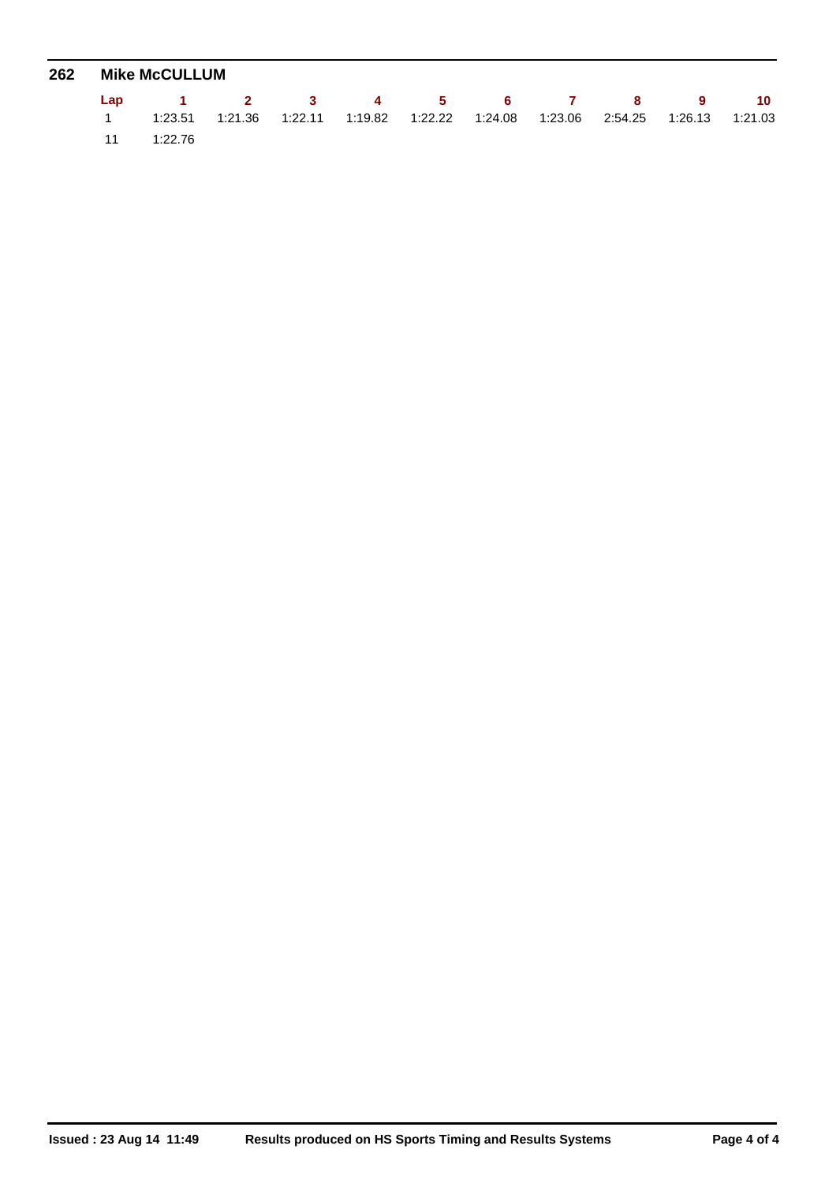## 262 Mike McCULLUM

| Lap | 1 | 2 | 3 | 4 | 5 | 6 | 7 | 8 | 9 | 10 |
|---|---|---|---|---|---|---|---|---|---|---|
| 1 | 1:23.51 | 1:21.36 | 1:22.11 | 1:19.82 | 1:22.22 | 1:24.08 | 1:23.06 | 2:54.25 | 1:26.13 | 1:21.03 |
| 11 | 1:22.76 | | | | | | | | | |

**Issued : 23 Aug 14 11:49** **Results produced on HS Sports Timing and Results Systems**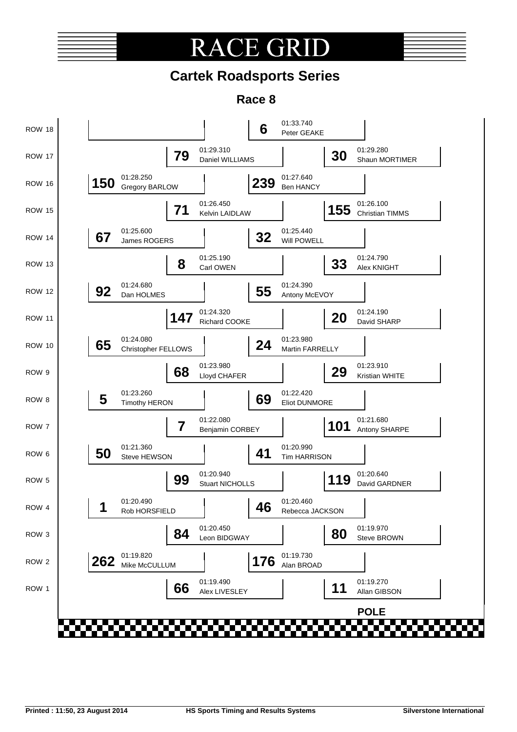# RACE GRID

## Cartek Roadsports Series

### Race 8

| Row | No. | Time | Driver | No. | Time | Driver |
|---|---|---|---|---|---|---|
| ROW 18 | | | | 6 | 01:33.740 | Peter GEAKE |
| ROW 17 | 79 | 01:29.310 | Daniel WILLIAMS | 30 | 01:29.280 | Shaun MORTIMER |
| ROW 16 | 150 | 01:28.250 | Gregory BARLOW | 239 | 01:27.640 | Ben HANCY |
| ROW 15 | 71 | 01:26.450 | Kelvin LAIDLAW | 155 | 01:26.100 | Christian TIMMS |
| ROW 14 | 67 | 01:25.600 | James ROGERS | 32 | 01:25.440 | Will POWELL |
| ROW 13 | 8 | 01:25.190 | Carl OWEN | 33 | 01:24.790 | Alex KNIGHT |
| ROW 12 | 92 | 01:24.680 | Dan HOLMES | 55 | 01:24.390 | Antony McEVOY |
| ROW 11 | 147 | 01:24.320 | Richard COOKE | 20 | 01:24.190 | David SHARP |
| ROW 10 | 65 | 01:24.080 | Christopher FELLOWS | 24 | 01:23.980 | Martin FARRELLY |
| ROW 9 | 68 | 01:23.980 | Lloyd CHAFER | 29 | 01:23.910 | Kristian WHITE |
| ROW 8 | 5 | 01:23.260 | Timothy HERON | 69 | 01:22.420 | Eliot DUNMORE |
| ROW 7 | 7 | 01:22.080 | Benjamin CORBEY | 101 | 01:21.680 | Antony SHARPE |
| ROW 6 | 50 | 01:21.360 | Steve HEWSON | 41 | 01:20.990 | Tim HARRISON |
| ROW 5 | 99 | 01:20.940 | Stuart NICHOLLS | 119 | 01:20.640 | David GARDNER |
| ROW 4 | 1 | 01:20.490 | Rob HORSFIELD | 46 | 01:20.460 | Rebecca JACKSON |
| ROW 3 | 84 | 01:20.450 | Leon BIDGWAY | 80 | 01:19.970 | Steve BROWN |
| ROW 2 | 262 | 01:19.820 | Mike McCULLUM | 176 | 01:19.730 | Alan BROAD |
| ROW 1 | 66 | 01:19.490 | Alex LIVESLEY | 11 | 01:19.270 | Allan GIBSON |

**POLE**

Printed : 11:50, 23 August 2014 | HS Sports Timing and Results Systems | Silverstone International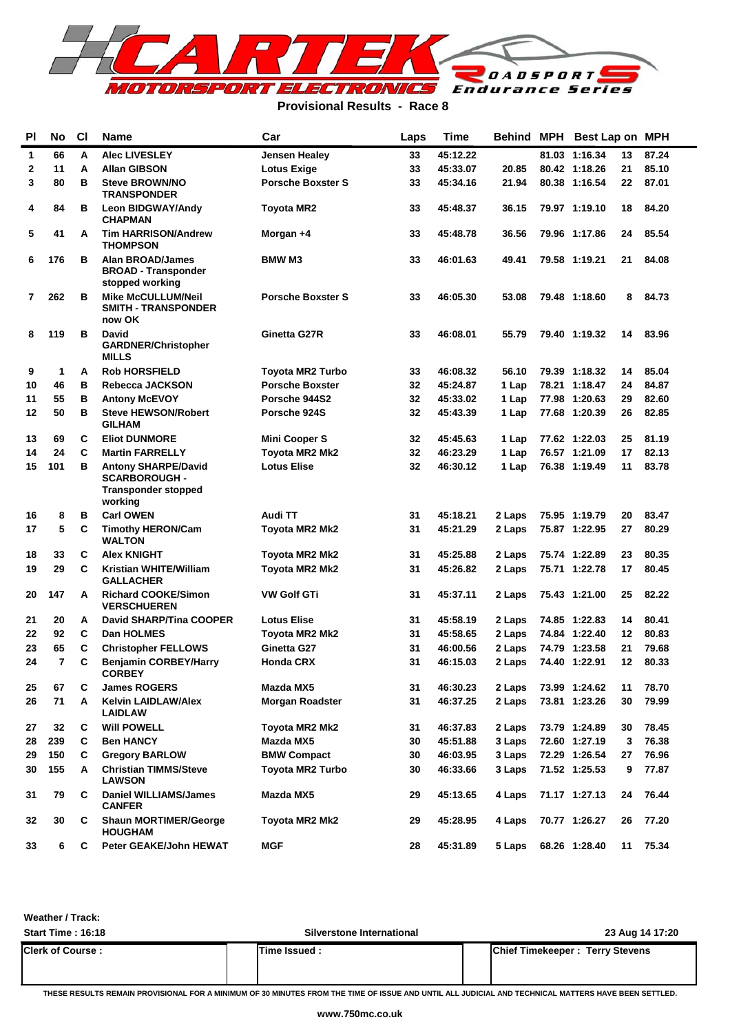CARTEK MOTORSPORT ELECTRONICS ROADSPORT Endurance Series

**Provisional Results - Race 8**

| Pl | No | Cl | Name | Car | Laps | Time | Behind | MPH | Best Lap | on | MPH |
|---|---|---|---|---|---|---|---|---|---|---|---|
| 1 | 66 | A | Alec LIVESLEY | Jensen Healey | 33 | 45:12.22 | | 81.03 | 1:16.34 | 13 | 87.24 |
| 2 | 11 | A | Allan GIBSON | Lotus Exige | 33 | 45:33.07 | 20.85 | 80.42 | 1:18.26 | 21 | 85.10 |
| 3 | 80 | B | Steve BROWN/NO TRANSPONDER | Porsche Boxster S | 33 | 45:34.16 | 21.94 | 80.38 | 1:16.54 | 22 | 87.01 |
| 4 | 84 | B | Leon BIDGWAY/Andy CHAPMAN | Toyota MR2 | 33 | 45:48.37 | 36.15 | 79.97 | 1:19.10 | 18 | 84.20 |
| 5 | 41 | A | Tim HARRISON/Andrew THOMPSON | Morgan +4 | 33 | 45:48.78 | 36.56 | 79.96 | 1:17.86 | 24 | 85.54 |
| 6 | 176 | B | Alan BROAD/James BROAD - Transponder stopped working | BMW M3 | 33 | 46:01.63 | 49.41 | 79.58 | 1:19.21 | 21 | 84.08 |
| 7 | 262 | B | Mike McCULLUM/Neil SMITH - TRANSPONDER now OK | Porsche Boxster S | 33 | 46:05.30 | 53.08 | 79.48 | 1:18.60 | 8 | 84.73 |
| 8 | 119 | B | David GARDNER/Christopher MILLS | Ginetta G27R | 33 | 46:08.01 | 55.79 | 79.40 | 1:19.32 | 14 | 83.96 |
| 9 | 1 | A | Rob HORSFIELD | Toyota MR2 Turbo | 33 | 46:08.32 | 56.10 | 79.39 | 1:18.32 | 14 | 85.04 |
| 10 | 46 | B | Rebecca JACKSON | Porsche Boxster | 32 | 45:24.87 | 1 Lap | 78.21 | 1:18.47 | 24 | 84.87 |
| 11 | 55 | B | Antony McEVOY | Porsche 944S2 | 32 | 45:33.02 | 1 Lap | 77.98 | 1:20.63 | 29 | 82.60 |
| 12 | 50 | B | Steve HEWSON/Robert GILHAM | Porsche 924S | 32 | 45:43.39 | 1 Lap | 77.68 | 1:20.39 | 26 | 82.85 |
| 13 | 69 | C | Eliot DUNMORE | Mini Cooper S | 32 | 45:45.63 | 1 Lap | 77.62 | 1:22.03 | 25 | 81.19 |
| 14 | 24 | C | Martin FARRELLY | Toyota MR2 Mk2 | 32 | 46:23.29 | 1 Lap | 76.57 | 1:21.09 | 17 | 82.13 |
| 15 | 101 | B | Antony SHARPE/David SCARBOROUGH - Transponder stopped working | Lotus Elise | 32 | 46:30.12 | 1 Lap | 76.38 | 1:19.49 | 11 | 83.78 |
| 16 | 8 | B | Carl OWEN | Audi TT | 31 | 45:18.21 | 2 Laps | 75.95 | 1:19.79 | 20 | 83.47 |
| 17 | 5 | C | Timothy HERON/Cam WALTON | Toyota MR2 Mk2 | 31 | 45:21.29 | 2 Laps | 75.87 | 1:22.95 | 27 | 80.29 |
| 18 | 33 | C | Alex KNIGHT | Toyota MR2 Mk2 | 31 | 45:25.88 | 2 Laps | 75.74 | 1:22.89 | 23 | 80.35 |
| 19 | 29 | C | Kristian WHITE/William GALLACHER | Toyota MR2 Mk2 | 31 | 45:26.82 | 2 Laps | 75.71 | 1:22.78 | 17 | 80.45 |
| 20 | 147 | A | Richard COOKE/Simon VERSCHUEREN | VW Golf GTi | 31 | 45:37.11 | 2 Laps | 75.43 | 1:21.00 | 25 | 82.22 |
| 21 | 20 | A | David SHARP/Tina COOPER | Lotus Elise | 31 | 45:58.19 | 2 Laps | 74.85 | 1:22.83 | 14 | 80.41 |
| 22 | 92 | C | Dan HOLMES | Toyota MR2 Mk2 | 31 | 45:58.65 | 2 Laps | 74.84 | 1:22.40 | 12 | 80.83 |
| 23 | 65 | C | Christopher FELLOWS | Ginetta G27 | 31 | 46:00.56 | 2 Laps | 74.79 | 1:23.58 | 21 | 79.68 |
| 24 | 7 | C | Benjamin CORBEY/Harry CORBEY | Honda CRX | 31 | 46:15.03 | 2 Laps | 74.40 | 1:22.91 | 12 | 80.33 |
| 25 | 67 | C | James ROGERS | Mazda MX5 | 31 | 46:30.23 | 2 Laps | 73.99 | 1:24.62 | 11 | 78.70 |
| 26 | 71 | A | Kelvin LAIDLAW/Alex LAIDLAW | Morgan Roadster | 31 | 46:37.25 | 2 Laps | 73.81 | 1:23.26 | 30 | 79.99 |
| 27 | 32 | C | Will POWELL | Toyota MR2 Mk2 | 31 | 46:37.83 | 2 Laps | 73.79 | 1:24.89 | 30 | 78.45 |
| 28 | 239 | C | Ben HANCY | Mazda MX5 | 30 | 45:51.88 | 3 Laps | 72.60 | 1:27.19 | 3 | 76.38 |
| 29 | 150 | C | Gregory BARLOW | BMW Compact | 30 | 46:03.95 | 3 Laps | 72.29 | 1:26.54 | 27 | 76.96 |
| 30 | 155 | A | Christian TIMMS/Steve LAWSON | Toyota MR2 Turbo | 30 | 46:33.66 | 3 Laps | 71.52 | 1:25.53 | 9 | 77.87 |
| 31 | 79 | C | Daniel WILLIAMS/James CANFER | Mazda MX5 | 29 | 45:13.65 | 4 Laps | 71.17 | 1:27.13 | 24 | 76.44 |
| 32 | 30 | C | Shaun MORTIMER/George HOUGHAM | Toyota MR2 Mk2 | 29 | 45:28.95 | 4 Laps | 70.77 | 1:26.27 | 26 | 77.20 |
| 33 | 6 | C | Peter GEAKE/John HEWAT | MGF | 28 | 45:31.89 | 5 Laps | 68.26 | 1:28.40 | 11 | 75.34 |

**Weather / Track:**

**Start Time : 16:18** | **Silverstone International** | **23 Aug 14 17:20**

| Clerk of Course : | Time Issued : | Chief Timekeeper : Terry Stevens |
|---|---|---|
| | | |

THESE RESULTS REMAIN PROVISIONAL FOR A MINIMUM OF 30 MINUTES FROM THE TIME OF ISSUE AND UNTIL ALL JUDICIAL AND TECHNICAL MATTERS HAVE BEEN SETTLED.

www.750mc.co.uk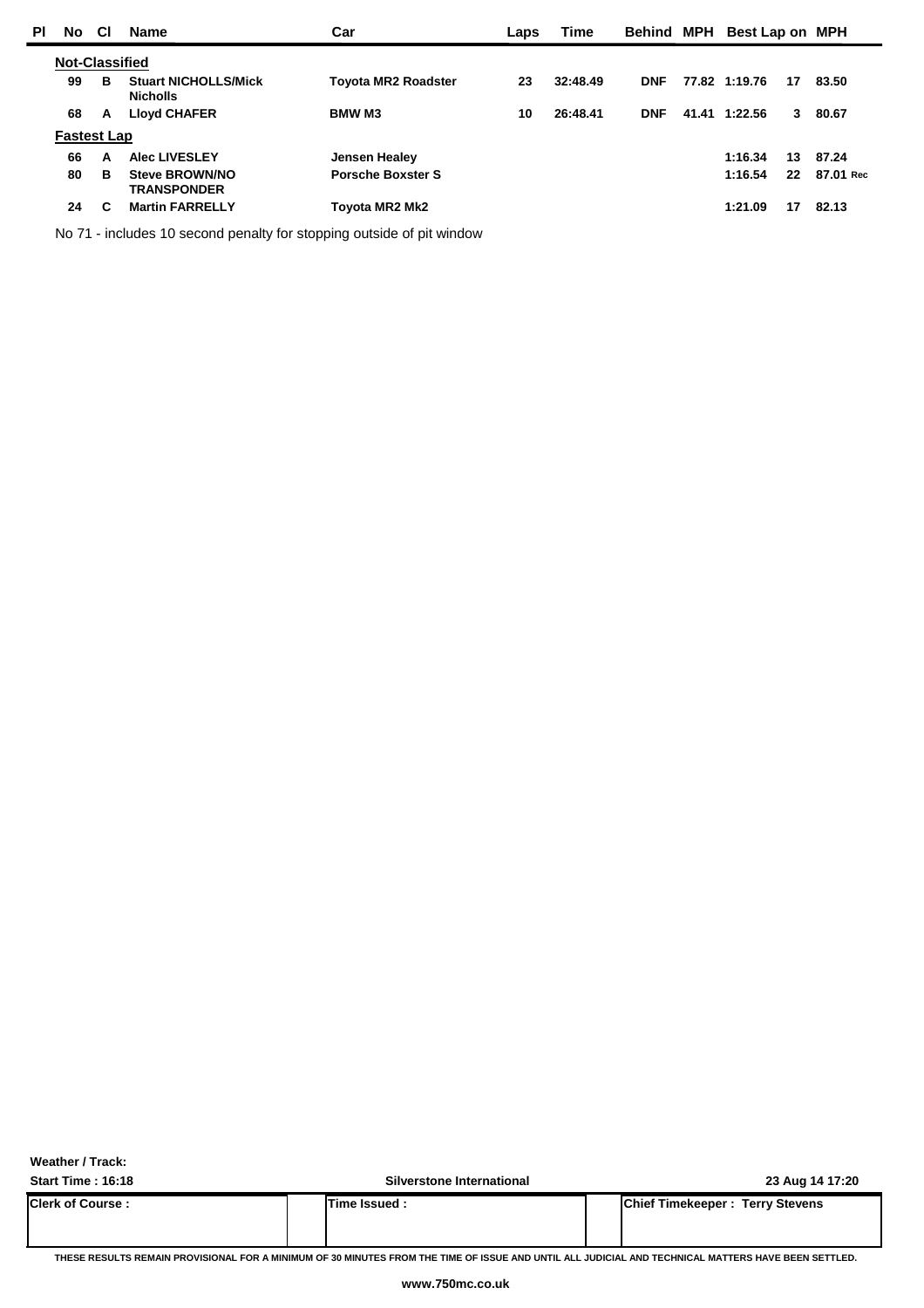| Pl | No | Cl | Name | Car | Laps | Time | Behind | MPH | Best Lap | on | MPH |
|---|---|---|---|---|---|---|---|---|---|---|---|
| **Not-Classified** | | | | | | | | | | | |
| | 99 | B | Stuart NICHOLLS/Mick Nicholls | Toyota MR2 Roadster | 23 | 32:48.49 | DNF | 77.82 | 1:19.76 | 17 | 83.50 |
| | 68 | A | Lloyd CHAFER | BMW M3 | 10 | 26:48.41 | DNF | 41.41 | 1:22.56 | 3 | 80.67 |
| **Fastest Lap** | | | | | | | | | | | |
| | 66 | A | Alec LIVESLEY | Jensen Healey | | | | | 1:16.34 | 13 | 87.24 |
| | 80 | B | Steve BROWN/NO TRANSPONDER | Porsche Boxster S | | | | | 1:16.54 | 22 | 87.01 Rec |
| | 24 | C | Martin FARRELLY | Toyota MR2 Mk2 | | | | | 1:21.09 | 17 | 82.13 |

No 71 - includes 10 second penalty for stopping outside of pit window

**Weather / Track:**

| Start Time : 16:18 | Silverstone International | 23 Aug 14 17:20 |
|---|---|---|
| Clerk of Course : | Time Issued : | Chief Timekeeper : Terry Stevens |

THESE RESULTS REMAIN PROVISIONAL FOR A MINIMUM OF 30 MINUTES FROM THE TIME OF ISSUE AND UNTIL ALL JUDICIAL AND TECHNICAL MATTERS HAVE BEEN SETTLED.

www.750mc.co.uk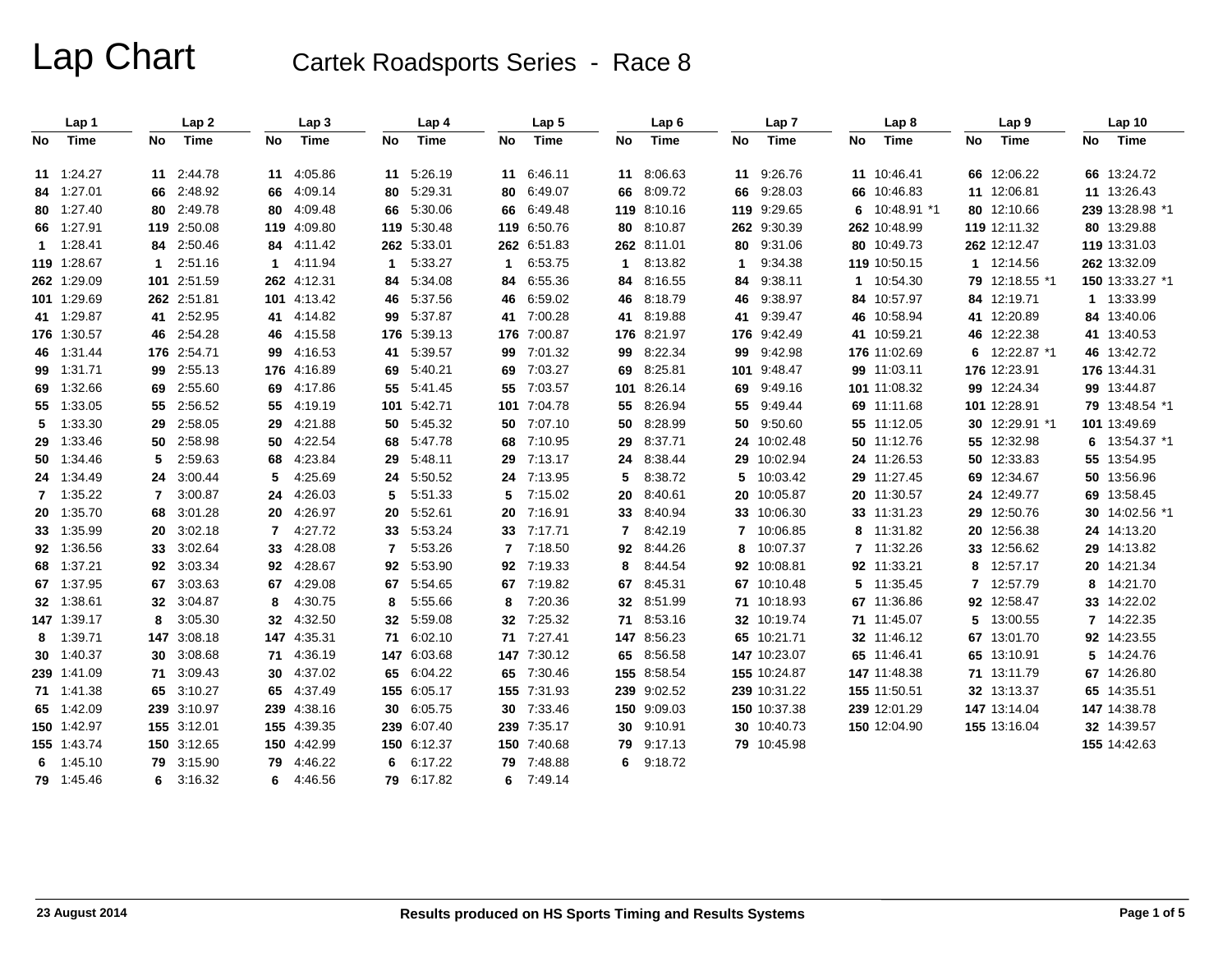# Lap Chart

## Cartek Roadsports Series - Race 8

| Lap 1 | | Lap 2 | | Lap 3 | | Lap 4 | | Lap 5 | | Lap 6 | | Lap 7 | | Lap 8 | | Lap 9 | | Lap 10 | |
|---|---|---|---|---|---|---|---|---|---|---|---|---|---|---|---|---|---|---|---|
| No | Time | No | Time | No | Time | No | Time | No | Time | No | Time | No | Time | No | Time | No | Time | No | Time |
| 11 | 1:24.27 | 11 | 2:44.78 | 11 | 4:05.86 | 11 | 5:26.19 | 11 | 6:46.11 | 11 | 8:06.63 | 11 | 9:26.76 | 11 | 10:46.41 | 66 | 12:06.22 | 66 | 13:24.72 |
| 84 | 1:27.01 | 66 | 2:48.92 | 66 | 4:09.14 | 80 | 5:29.31 | 80 | 6:49.07 | 66 | 8:09.72 | 66 | 9:28.03 | 66 | 10:46.83 | 11 | 12:06.81 | 11 | 13:26.43 |
| 80 | 1:27.40 | 80 | 2:49.78 | 80 | 4:09.48 | 66 | 5:30.06 | 66 | 6:49.48 | 119 | 8:10.16 | 119 | 9:29.65 | 6 | 10:48.91 *1 | 80 | 12:10.66 | 239 | 13:28.98 *1 |
| 66 | 1:27.91 | 119 | 2:50.08 | 119 | 4:09.80 | 119 | 5:30.48 | 119 | 6:50.76 | 80 | 8:10.87 | 262 | 9:30.39 | 262 | 10:48.99 | 119 | 12:11.32 | 80 | 13:29.88 |
| 1 | 1:28.41 | 84 | 2:50.46 | 84 | 4:11.42 | 262 | 5:33.01 | 262 | 6:51.83 | 262 | 8:11.01 | 80 | 9:31.06 | 80 | 10:49.73 | 262 | 12:12.47 | 119 | 13:31.03 |
| 119 | 1:28.67 | 1 | 2:51.16 | 1 | 4:11.94 | 1 | 5:33.27 | 1 | 6:53.75 | 1 | 8:13.82 | 1 | 9:34.38 | 119 | 10:50.15 | 1 | 12:14.56 | 262 | 13:32.09 |
| 262 | 1:29.09 | 101 | 2:51.59 | 262 | 4:12.31 | 84 | 5:34.08 | 84 | 6:55.36 | 84 | 8:16.55 | 84 | 9:38.11 | 1 | 10:54.30 | 79 | 12:18.55 *1 | 150 | 13:33.27 *1 |
| 101 | 1:29.69 | 262 | 2:51.81 | 101 | 4:13.42 | 46 | 5:37.56 | 46 | 6:59.02 | 46 | 8:18.79 | 46 | 9:38.97 | 84 | 10:57.97 | 84 | 12:19.71 | 1 | 13:33.99 |
| 41 | 1:29.87 | 41 | 2:52.95 | 41 | 4:14.82 | 99 | 5:37.87 | 41 | 7:00.28 | 41 | 8:19.88 | 41 | 9:39.47 | 46 | 10:58.94 | 41 | 12:20.89 | 84 | 13:40.06 |
| 176 | 1:30.57 | 46 | 2:54.28 | 46 | 4:15.58 | 176 | 5:39.13 | 176 | 7:00.87 | 176 | 8:21.97 | 176 | 9:42.49 | 41 | 10:59.21 | 46 | 12:22.38 | 41 | 13:40.53 |
| 46 | 1:31.44 | 176 | 2:54.71 | 99 | 4:16.53 | 41 | 5:39.57 | 99 | 7:01.32 | 99 | 8:22.34 | 99 | 9:42.98 | 176 | 11:02.69 | 6 | 12:22.87 *1 | 46 | 13:42.72 |
| 99 | 1:31.71 | 99 | 2:55.13 | 176 | 4:16.89 | 69 | 5:40.21 | 69 | 7:03.27 | 69 | 8:25.81 | 101 | 9:48.47 | 99 | 11:03.11 | 176 | 12:23.91 | 176 | 13:44.31 |
| 69 | 1:32.66 | 69 | 2:55.60 | 69 | 4:17.86 | 55 | 5:41.45 | 55 | 7:03.57 | 101 | 8:26.14 | 69 | 9:49.16 | 101 | 11:08.32 | 99 | 12:24.34 | 99 | 13:44.87 |
| 55 | 1:33.05 | 55 | 2:56.52 | 55 | 4:19.19 | 101 | 5:42.71 | 101 | 7:04.78 | 55 | 8:26.94 | 55 | 9:49.44 | 69 | 11:11.68 | 101 | 12:28.91 | 79 | 13:48.54 *1 |
| 5 | 1:33.30 | 29 | 2:58.05 | 29 | 4:21.88 | 50 | 5:45.32 | 50 | 7:07.10 | 50 | 8:28.99 | 50 | 9:50.60 | 55 | 11:12.05 | 30 | 12:29.91 *1 | 101 | 13:49.69 |
| 29 | 1:33.46 | 50 | 2:58.98 | 50 | 4:22.54 | 68 | 5:47.78 | 68 | 7:10.95 | 29 | 8:37.71 | 24 | 10:02.48 | 50 | 11:12.76 | 55 | 12:32.98 | 6 | 13:54.37 *1 |
| 50 | 1:34.46 | 5 | 2:59.63 | 68 | 4:23.84 | 29 | 5:48.11 | 29 | 7:13.17 | 24 | 8:38.44 | 29 | 10:02.94 | 24 | 11:26.53 | 50 | 12:33.83 | 55 | 13:54.95 |
| 24 | 1:34.49 | 24 | 3:00.44 | 5 | 4:25.69 | 24 | 5:50.52 | 24 | 7:13.95 | 5 | 8:38.72 | 5 | 10:03.42 | 29 | 11:27.45 | 69 | 12:34.67 | 50 | 13:56.96 |
| 7 | 1:35.22 | 7 | 3:00.87 | 24 | 4:26.03 | 5 | 5:51.33 | 5 | 7:15.02 | 20 | 8:40.61 | 20 | 10:05.87 | 20 | 11:30.57 | 24 | 12:49.77 | 69 | 13:58.45 |
| 20 | 1:35.70 | 68 | 3:01.28 | 20 | 4:26.97 | 20 | 5:52.61 | 20 | 7:16.91 | 33 | 8:40.94 | 33 | 10:06.30 | 33 | 11:31.23 | 29 | 12:50.76 | 30 | 14:02.56 *1 |
| 33 | 1:35.99 | 20 | 3:02.18 | 7 | 4:27.72 | 33 | 5:53.24 | 33 | 7:17.71 | 7 | 8:42.19 | 7 | 10:06.85 | 8 | 11:31.82 | 20 | 12:56.38 | 24 | 14:13.20 |
| 92 | 1:36.56 | 33 | 3:02.64 | 33 | 4:28.08 | 7 | 5:53.26 | 7 | 7:18.50 | 92 | 8:44.26 | 8 | 10:07.37 | 7 | 11:32.26 | 33 | 12:56.62 | 29 | 14:13.82 |
| 68 | 1:37.21 | 92 | 3:03.34 | 92 | 4:28.67 | 92 | 5:53.90 | 92 | 7:19.33 | 8 | 8:44.54 | 92 | 10:08.81 | 92 | 11:33.21 | 8 | 12:57.17 | 20 | 14:21.34 |
| 67 | 1:37.95 | 67 | 3:03.63 | 67 | 4:29.08 | 67 | 5:54.65 | 67 | 7:19.82 | 67 | 8:45.31 | 67 | 10:10.48 | 5 | 11:35.45 | 7 | 12:57.79 | 8 | 14:21.70 |
| 32 | 1:38.61 | 32 | 3:04.87 | 8 | 4:30.75 | 8 | 5:55.66 | 8 | 7:20.36 | 32 | 8:51.99 | 71 | 10:18.93 | 67 | 11:36.86 | 92 | 12:58.47 | 33 | 14:22.02 |
| 147 | 1:39.17 | 8 | 3:05.30 | 32 | 4:32.50 | 32 | 5:59.08 | 32 | 7:25.32 | 71 | 8:53.16 | 32 | 10:19.74 | 71 | 11:45.07 | 5 | 13:00.55 | 7 | 14:22.35 |
| 8 | 1:39.71 | 147 | 3:08.18 | 147 | 4:35.31 | 71 | 6:02.10 | 71 | 7:27.41 | 147 | 8:56.23 | 65 | 10:21.71 | 32 | 11:46.12 | 67 | 13:01.70 | 92 | 14:23.55 |
| 30 | 1:40.37 | 30 | 3:08.68 | 71 | 4:36.19 | 147 | 6:03.68 | 147 | 7:30.12 | 65 | 8:56.58 | 147 | 10:23.07 | 65 | 11:46.41 | 65 | 13:10.91 | 5 | 14:24.76 |
| 239 | 1:41.09 | 71 | 3:09.43 | 30 | 4:37.02 | 65 | 6:04.22 | 65 | 7:30.46 | 155 | 8:58.54 | 155 | 10:24.87 | 147 | 11:48.38 | 71 | 13:11.79 | 67 | 14:26.80 |
| 71 | 1:41.38 | 65 | 3:10.27 | 65 | 4:37.49 | 155 | 6:05.17 | 155 | 7:31.93 | 239 | 9:02.52 | 239 | 10:31.22 | 155 | 11:50.51 | 32 | 13:13.37 | 65 | 14:35.51 |
| 65 | 1:42.09 | 239 | 3:10.97 | 239 | 4:38.16 | 30 | 6:05.75 | 30 | 7:33.46 | 150 | 9:09.03 | 150 | 10:37.38 | 239 | 12:01.29 | 147 | 13:14.04 | 147 | 14:38.78 |
| 150 | 1:42.97 | 155 | 3:12.01 | 155 | 4:39.35 | 239 | 6:07.40 | 239 | 7:35.17 | 30 | 9:10.91 | 30 | 10:40.73 | 150 | 12:04.90 | 155 | 13:16.04 | 32 | 14:39.57 |
| 155 | 1:43.74 | 150 | 3:12.65 | 150 | 4:42.99 | 150 | 6:12.37 | 150 | 7:40.68 | 79 | 9:17.13 | 79 | 10:45.98 | | | | | 155 | 14:42.63 |
| 6 | 1:45.10 | 79 | 3:15.90 | 79 | 4:46.22 | 6 | 6:17.22 | 79 | 7:48.88 | 6 | 9:18.72 | | | | | | | | |
| 79 | 1:45.46 | 6 | 3:16.32 | 6 | 4:46.56 | 79 | 6:17.82 | 6 | 7:49.14 | | | | | | | | | | |

23 August 2014 — Results produced on HS Sports Timing and Results Systems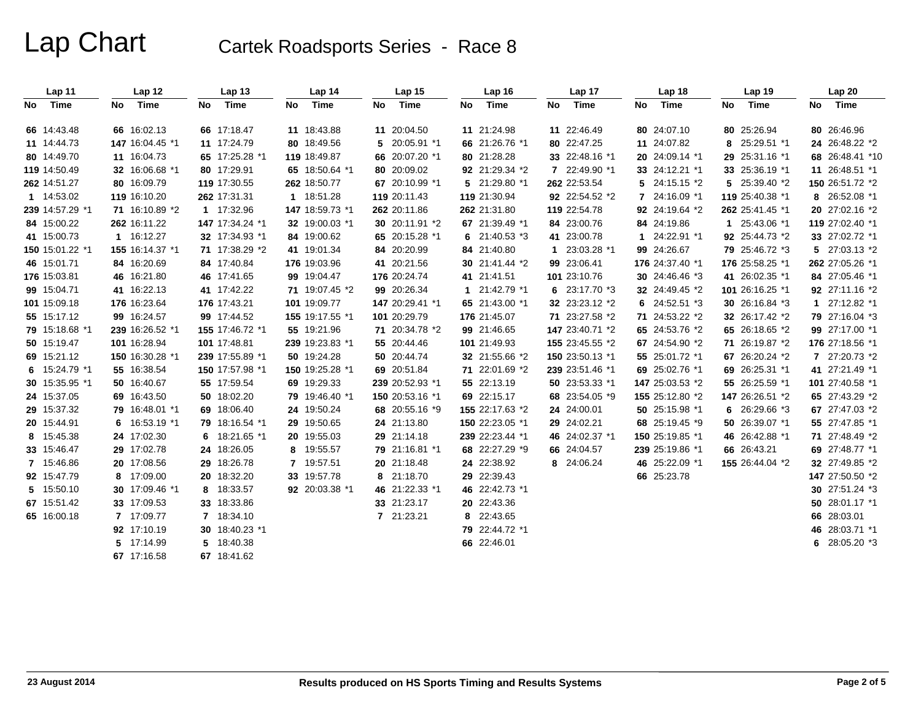# Lap Chart

## Cartek Roadsports Series - Race 8

| Lap 11 | | Lap 12 | | Lap 13 | | Lap 14 | | Lap 15 | | Lap 16 | | Lap 17 | | Lap 18 | | Lap 19 | | Lap 20 | |
|---|---|---|---|---|---|---|---|---|---|---|---|---|---|---|---|---|---|---|---|
| No | Time | No | Time | No | Time | No | Time | No | Time | No | Time | No | Time | No | Time | No | Time | No | Time |
| 66 | 14:43.48 | 66 | 16:02.13 | 66 | 17:18.47 | 11 | 18:43.88 | 11 | 20:04.50 | 11 | 21:24.98 | 11 | 22:46.49 | 80 | 24:07.10 | 80 | 25:26.94 | 80 | 26:46.96 |
| 11 | 14:44.73 | 147 | 16:04.45 *1 | 11 | 17:24.79 | 80 | 18:49.56 | 5 | 20:05.91 *1 | 66 | 21:26.76 *1 | 80 | 22:47.25 | 11 | 24:07.82 | 8 | 25:29.51 *1 | 24 | 26:48.22 *2 |
| 80 | 14:49.70 | 11 | 16:04.73 | 65 | 17:25.28 *1 | 119 | 18:49.87 | 66 | 20:07.20 *1 | 80 | 21:28.28 | 33 | 22:48.16 *1 | 20 | 24:09.14 *1 | 29 | 25:31.16 *1 | 68 | 26:48.41 *10 |
| 119 | 14:50.49 | 32 | 16:06.68 *1 | 80 | 17:29.91 | 65 | 18:50.64 *1 | 80 | 20:09.02 | 92 | 21:29.34 *2 | 7 | 22:49.90 *1 | 33 | 24:12.21 *1 | 33 | 25:36.19 *1 | 11 | 26:48.51 *1 |
| 262 | 14:51.27 | 80 | 16:09.79 | 119 | 17:30.55 | 262 | 18:50.77 | 67 | 20:10.99 *1 | 5 | 21:29.80 *1 | 262 | 22:53.54 | 5 | 24:15.15 *2 | 5 | 25:39.40 *2 | 150 | 26:51.72 *2 |
| 1 | 14:53.02 | 119 | 16:10.20 | 262 | 17:31.31 | 1 | 18:51.28 | 119 | 20:11.43 | 119 | 21:30.94 | 92 | 22:54.52 *2 | 7 | 24:16.09 *1 | 119 | 25:40.38 *1 | 8 | 26:52.08 *1 |
| 239 | 14:57.29 *1 | 71 | 16:10.89 *2 | 1 | 17:32.96 | 147 | 18:59.73 *1 | 262 | 20:11.86 | 262 | 21:31.80 | 119 | 22:54.78 | 92 | 24:19.64 *2 | 262 | 25:41.45 *1 | 20 | 27:02.16 *2 |
| 84 | 15:00.22 | 262 | 16:11.22 | 147 | 17:34.24 *1 | 32 | 19:00.03 *1 | 30 | 20:11.91 *2 | 67 | 21:39.49 *1 | 84 | 23:00.76 | 84 | 24:19.86 | 1 | 25:43.06 *1 | 119 | 27:02.40 *1 |
| 41 | 15:00.73 | 1 | 16:12.27 | 32 | 17:34.93 *1 | 84 | 19:00.62 | 65 | 20:15.28 *1 | 6 | 21:40.53 *3 | 41 | 23:00.78 | 1 | 24:22.91 *1 | 92 | 25:44.73 *2 | 33 | 27:02.72 *1 |
| 150 | 15:01.22 *1 | 155 | 16:14.37 *1 | 71 | 17:38.29 *2 | 41 | 19:01.34 | 84 | 20:20.99 | 84 | 21:40.80 | 1 | 23:03.28 *1 | 99 | 24:26.67 | 79 | 25:46.72 *3 | 5 | 27:03.13 *2 |
| 46 | 15:01.71 | 84 | 16:20.69 | 84 | 17:40.84 | 176 | 19:03.96 | 41 | 20:21.56 | 30 | 21:41.44 *2 | 99 | 23:06.41 | 176 | 24:37.40 *1 | 176 | 25:58.25 *1 | 262 | 27:05.26 *1 |
| 176 | 15:03.81 | 46 | 16:21.80 | 46 | 17:41.65 | 99 | 19:04.47 | 176 | 20:24.74 | 41 | 21:41.51 | 101 | 23:10.76 | 30 | 24:46.46 *3 | 41 | 26:02.35 *1 | 84 | 27:05.46 *1 |
| 99 | 15:04.71 | 41 | 16:22.13 | 41 | 17:42.22 | 71 | 19:07.45 *2 | 99 | 20:26.34 | 1 | 21:42.79 *1 | 6 | 23:17.70 *3 | 32 | 24:49.45 *2 | 101 | 26:16.25 *1 | 92 | 27:11.16 *2 |
| 101 | 15:09.18 | 176 | 16:23.64 | 176 | 17:43.21 | 101 | 19:09.77 | 147 | 20:29.41 *1 | 65 | 21:43.00 *1 | 32 | 23:23.12 *2 | 6 | 24:52.51 *3 | 30 | 26:16.84 *3 | 1 | 27:12.82 *1 |
| 55 | 15:17.12 | 99 | 16:24.57 | 99 | 17:44.52 | 155 | 19:17.55 *1 | 101 | 20:29.79 | 176 | 21:45.07 | 71 | 23:27.58 *2 | 71 | 24:53.22 *2 | 32 | 26:17.42 *2 | 79 | 27:16.04 *3 |
| 79 | 15:18.68 *1 | 239 | 16:26.52 *1 | 155 | 17:46.72 *1 | 55 | 19:21.96 | 71 | 20:34.78 *2 | 99 | 21:46.65 | 147 | 23:40.71 *2 | 65 | 24:53.76 *2 | 65 | 26:18.65 *2 | 99 | 27:17.00 *1 |
| 50 | 15:19.47 | 101 | 16:28.94 | 101 | 17:48.81 | 239 | 19:23.83 *1 | 55 | 20:44.46 | 101 | 21:49.93 | 155 | 23:45.55 *2 | 67 | 24:54.90 *2 | 71 | 26:19.87 *2 | 176 | 27:18.56 *1 |
| 69 | 15:21.12 | 150 | 16:30.28 *1 | 239 | 17:55.89 *1 | 50 | 19:24.28 | 50 | 20:44.74 | 32 | 21:55.66 *2 | 150 | 23:50.13 *1 | 55 | 25:01.72 *1 | 67 | 26:20.24 *2 | 7 | 27:20.73 *2 |
| 6 | 15:24.79 *1 | 55 | 16:38.54 | 150 | 17:57.98 *1 | 150 | 19:25.28 *1 | 69 | 20:51.84 | 71 | 22:01.69 *2 | 239 | 23:51.46 *1 | 69 | 25:02.76 *1 | 69 | 26:25.31 *1 | 41 | 27:21.49 *1 |
| 30 | 15:35.95 *1 | 50 | 16:40.67 | 55 | 17:59.54 | 69 | 19:29.33 | 239 | 20:52.93 *1 | 55 | 22:13.19 | 50 | 23:53.33 *1 | 147 | 25:03.53 *2 | 55 | 26:25.59 *1 | 101 | 27:40.58 *1 |
| 24 | 15:37.05 | 69 | 16:43.50 | 50 | 18:02.20 | 79 | 19:46.40 *1 | 150 | 20:53.16 *1 | 69 | 22:15.17 | 68 | 23:54.05 *9 | 155 | 25:12.80 *2 | 147 | 26:26.51 *2 | 65 | 27:43.29 *2 |
| 29 | 15:37.32 | 79 | 16:48.01 *1 | 69 | 18:06.40 | 24 | 19:50.24 | 68 | 20:55.16 *9 | 155 | 22:17.63 *2 | 24 | 24:00.01 | 50 | 25:15.98 *1 | 6 | 26:29.66 *3 | 67 | 27:47.03 *2 |
| 20 | 15:44.91 | 6 | 16:53.19 *1 | 79 | 18:16.54 *1 | 29 | 19:50.65 | 24 | 21:13.80 | 150 | 22:23.05 *1 | 29 | 24:02.21 | 68 | 25:19.45 *9 | 50 | 26:39.07 *1 | 55 | 27:47.85 *1 |
| 8 | 15:45.38 | 24 | 17:02.30 | 6 | 18:21.65 *1 | 20 | 19:55.03 | 29 | 21:14.18 | 239 | 22:23.44 *1 | 46 | 24:02.37 *1 | 150 | 25:19.85 *1 | 46 | 26:42.88 *1 | 71 | 27:48.49 *2 |
| 33 | 15:46.47 | 29 | 17:02.78 | 24 | 18:26.05 | 8 | 19:55.57 | 79 | 21:16.81 *1 | 68 | 22:27.29 *9 | 66 | 24:04.57 | 239 | 25:19.86 *1 | 66 | 26:43.21 | 69 | 27:48.77 *1 |
| 7 | 15:46.86 | 20 | 17:08.56 | 29 | 18:26.78 | 7 | 19:57.51 | 20 | 21:18.48 | 24 | 22:38.92 | 8 | 24:06.24 | 46 | 25:22.09 *1 | 155 | 26:44.04 *2 | 32 | 27:49.85 *2 |
| 92 | 15:47.79 | 8 | 17:09.00 | 20 | 18:32.20 | 33 | 19:57.78 | 8 | 21:18.70 | 29 | 22:39.43 | | | 66 | 25:23.78 | | | 147 | 27:50.50 *2 |
| 5 | 15:50.10 | 30 | 17:09.46 *1 | 8 | 18:33.57 | 92 | 20:03.38 *1 | 46 | 21:22.33 *1 | 46 | 22:42.73 *1 | | | | | | | 30 | 27:51.24 *3 |
| 67 | 15:51.42 | 33 | 17:09.53 | 33 | 18:33.86 | | | 33 | 21:23.17 | 20 | 22:43.36 | | | | | | | 50 | 28:01.17 *1 |
| 65 | 16:00.18 | 7 | 17:09.77 | 7 | 18:34.10 | | | 7 | 21:23.21 | 8 | 22:43.65 | | | | | | | 66 | 28:03.01 |
| | | 92 | 17:10.19 | 30 | 18:40.23 *1 | | | | | 79 | 22:44.72 *1 | | | | | | | 46 | 28:03.71 *1 |
| | | 5 | 17:14.99 | 5 | 18:40.38 | | | | | 66 | 22:46.01 | | | | | | | 6 | 28:05.20 *3 |
| | | 67 | 17:16.58 | 67 | 18:41.62 | | | | | | | | | | | | | | |

23 August 2014 — Results produced on HS Sports Timing and Results Systems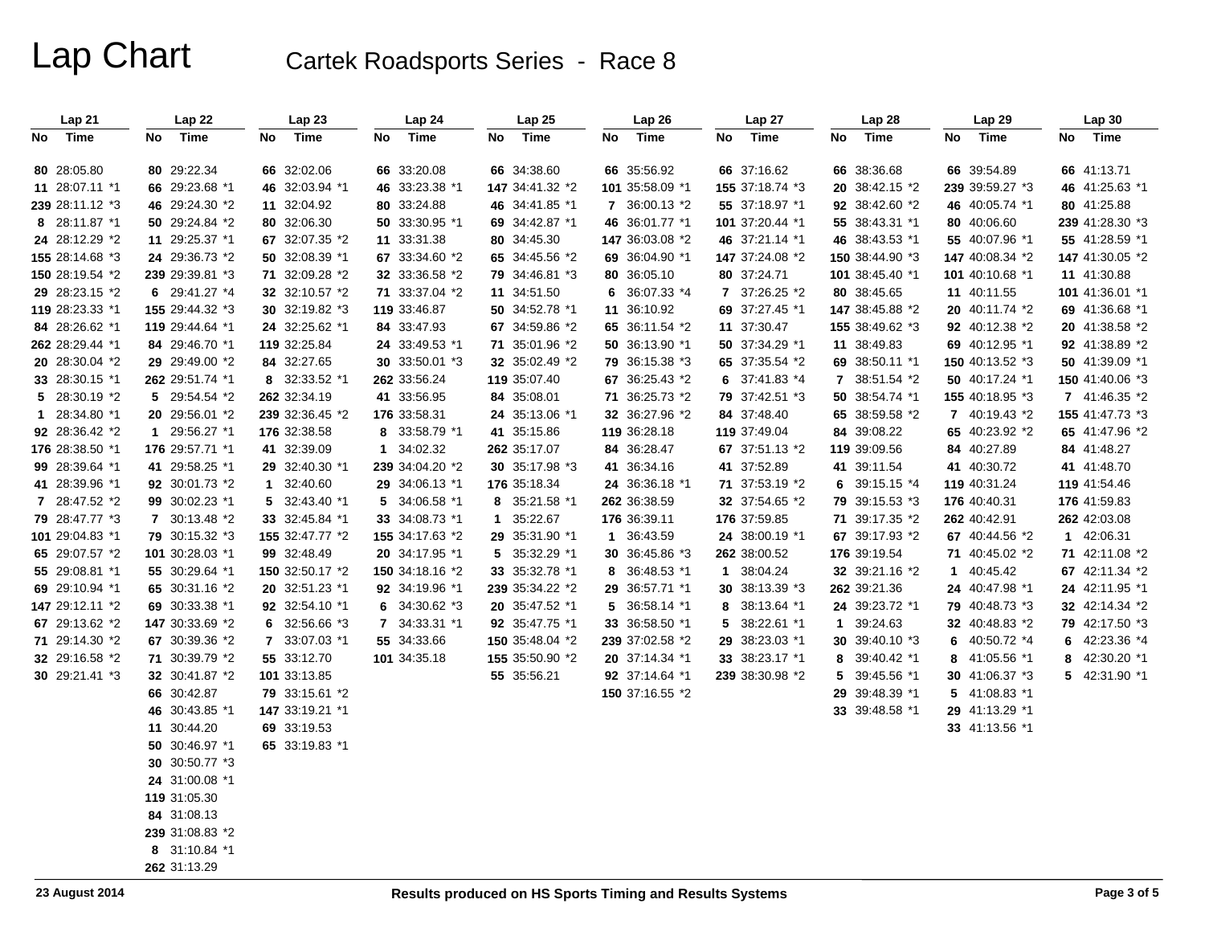# Lap Chart

## Cartek Roadsports Series - Race 8

| Lap 21 | | Lap 22 | | Lap 23 | | Lap 24 | | Lap 25 | | Lap 26 | | Lap 27 | | Lap 28 | | Lap 29 | | Lap 30 | |
|---|---|---|---|---|---|---|---|---|---|---|---|---|---|---|---|---|---|---|---|
| No | Time | No | Time | No | Time | No | Time | No | Time | No | Time | No | Time | No | Time | No | Time | No | Time |
| 80 | 28:05.80 | 80 | 29:22.34 | 66 | 32:02.06 | 66 | 33:20.08 | 66 | 34:38.60 | 66 | 35:56.92 | 66 | 37:16.62 | 66 | 38:36.68 | 66 | 39:54.89 | 66 | 41:13.71 |
| 11 | 28:07.11 *1 | 66 | 29:23.68 *1 | 46 | 32:03.94 *1 | 46 | 33:23.38 *1 | 147 | 34:41.32 *2 | 101 | 35:58.09 *1 | 155 | 37:18.74 *3 | 20 | 38:42.15 *2 | 239 | 39:59.27 *3 | 46 | 41:25.63 *1 |
| 239 | 28:11.12 *3 | 46 | 29:24.30 *2 | 11 | 32:04.92 | 80 | 33:24.88 | 46 | 34:41.85 *1 | 7 | 36:00.13 *2 | 55 | 37:18.97 *1 | 92 | 38:42.60 *2 | 46 | 40:05.74 *1 | 80 | 41:25.88 |
| 8 | 28:11.87 *1 | 50 | 29:24.84 *2 | 80 | 32:06.30 | 50 | 33:30.95 *1 | 69 | 34:42.87 *1 | 46 | 36:01.77 *1 | 101 | 37:20.44 *1 | 55 | 38:43.31 *1 | 80 | 40:06.60 | 239 | 41:28.30 *3 |
| 24 | 28:12.29 *2 | 11 | 29:25.37 *1 | 67 | 32:07.35 *2 | 11 | 33:31.38 | 80 | 34:45.30 | 147 | 36:03.08 *2 | 46 | 37:21.14 *1 | 46 | 38:43.53 *1 | 55 | 40:07.96 *1 | 55 | 41:28.59 *1 |
| 155 | 28:14.68 *3 | 24 | 29:36.73 *2 | 50 | 32:08.39 *1 | 67 | 33:34.60 *2 | 65 | 34:45.56 *2 | 69 | 36:04.90 *1 | 147 | 37:24.08 *2 | 150 | 38:44.90 *3 | 147 | 40:08.34 *2 | 147 | 41:30.05 *2 |
| 150 | 28:19.54 *2 | 239 | 29:39.81 *3 | 71 | 32:09.28 *2 | 32 | 33:36.58 *2 | 79 | 34:46.81 *3 | 80 | 36:05.10 | 80 | 37:24.71 | 101 | 38:45.40 *1 | 101 | 40:10.68 *1 | 11 | 41:30.88 |
| 29 | 28:23.15 *2 | 6 | 29:41.27 *4 | 32 | 32:10.57 *2 | 71 | 33:37.04 *2 | 11 | 34:51.50 | 6 | 36:07.33 *4 | 7 | 37:26.25 *2 | 80 | 38:45.65 | 11 | 40:11.55 | 101 | 41:36.01 *1 |
| 119 | 28:23.33 *1 | 155 | 29:44.32 *3 | 30 | 32:19.82 *3 | 119 | 33:46.87 | 50 | 34:52.78 *1 | 11 | 36:10.92 | 69 | 37:27.45 *1 | 147 | 38:45.88 *2 | 20 | 40:11.74 *2 | 69 | 41:36.68 *1 |
| 84 | 28:26.62 *1 | 119 | 29:44.64 *1 | 24 | 32:25.62 *1 | 84 | 33:47.93 | 67 | 34:59.86 *2 | 65 | 36:11.54 *2 | 11 | 37:30.47 | 155 | 38:49.62 *3 | 92 | 40:12.38 *2 | 20 | 41:38.58 *2 |
| 262 | 28:29.44 *1 | 84 | 29:46.70 *1 | 119 | 32:25.84 | 24 | 33:49.53 *1 | 71 | 35:01.96 *2 | 50 | 36:13.90 *1 | 50 | 37:34.29 *1 | 11 | 38:49.83 | 69 | 40:12.95 *1 | 92 | 41:38.89 *2 |
| 20 | 28:30.04 *2 | 29 | 29:49.00 *2 | 84 | 32:27.65 | 30 | 33:50.01 *3 | 32 | 35:02.49 *2 | 79 | 36:15.38 *3 | 65 | 37:35.54 *2 | 69 | 38:50.11 *1 | 150 | 40:13.52 *3 | 50 | 41:39.09 *1 |
| 33 | 28:30.15 *1 | 262 | 29:51.74 *1 | 8 | 32:33.52 *1 | 262 | 33:56.24 | 119 | 35:07.40 | 67 | 36:25.43 *2 | 6 | 37:41.83 *4 | 7 | 38:51.54 *2 | 50 | 40:17.24 *1 | 150 | 41:40.06 *3 |
| 5 | 28:30.19 *2 | 5 | 29:54.54 *2 | 262 | 32:34.19 | 41 | 33:56.95 | 84 | 35:08.01 | 71 | 36:25.73 *2 | 79 | 37:42.51 *3 | 50 | 38:54.74 *1 | 155 | 40:18.95 *3 | 7 | 41:46.35 *2 |
| 1 | 28:34.80 *1 | 20 | 29:56.01 *2 | 239 | 32:36.45 *2 | 176 | 33:58.31 | 24 | 35:13.06 *1 | 32 | 36:27.96 *2 | 84 | 37:48.40 | 65 | 38:59.58 *2 | 7 | 40:19.43 *2 | 155 | 41:47.73 *3 |
| 92 | 28:36.42 *2 | 1 | 29:56.27 *1 | 176 | 32:38.58 | 8 | 33:58.79 *1 | 41 | 35:15.86 | 119 | 36:28.18 | 119 | 37:49.04 | 84 | 39:08.22 | 65 | 40:23.92 *2 | 65 | 41:47.96 *2 |
| 176 | 28:38.50 *1 | 176 | 29:57.71 *1 | 41 | 32:39.09 | 1 | 34:02.32 | 262 | 35:17.07 | 84 | 36:28.47 | 67 | 37:51.13 *2 | 119 | 39:09.56 | 84 | 40:27.89 | 84 | 41:48.27 |
| 99 | 28:39.64 *1 | 41 | 29:58.25 *1 | 29 | 32:40.30 *1 | 239 | 34:04.20 *2 | 30 | 35:17.98 *3 | 41 | 36:34.16 | 41 | 37:52.89 | 41 | 39:11.54 | 41 | 40:30.72 | 41 | 41:48.70 |
| 41 | 28:39.96 *1 | 92 | 30:01.73 *2 | 1 | 32:40.60 | 29 | 34:06.13 *1 | 176 | 35:18.34 | 24 | 36:36.18 *1 | 71 | 37:53.19 *2 | 6 | 39:15.15 *4 | 119 | 40:31.24 | 119 | 41:54.46 |
| 7 | 28:47.52 *2 | 99 | 30:02.23 *1 | 5 | 32:43.40 *1 | 5 | 34:06.58 *1 | 8 | 35:21.58 *1 | 262 | 36:38.59 | 32 | 37:54.65 *2 | 79 | 39:15.53 *3 | 176 | 40:40.31 | 176 | 41:59.83 |
| 79 | 28:47.77 *3 | 7 | 30:13.48 *2 | 33 | 32:45.84 *1 | 33 | 34:08.73 *1 | 1 | 35:22.67 | 176 | 36:39.11 | 176 | 37:59.85 | 71 | 39:17.35 *2 | 262 | 40:42.91 | 262 | 42:03.08 |
| 101 | 29:04.83 *1 | 79 | 30:15.32 *3 | 155 | 32:47.77 *2 | 155 | 34:17.63 *2 | 29 | 35:31.90 *1 | 1 | 36:43.59 | 24 | 38:00.19 *1 | 67 | 39:17.93 *2 | 67 | 40:44.56 *2 | 1 | 42:06.31 |
| 65 | 29:07.57 *2 | 101 | 30:28.03 *1 | 99 | 32:48.49 | 20 | 34:17.95 *1 | 5 | 35:32.29 *1 | 30 | 36:45.86 *3 | 262 | 38:00.52 | 176 | 39:19.54 | 71 | 40:45.02 *2 | 71 | 42:11.08 *2 |
| 55 | 29:08.81 *1 | 55 | 30:29.64 *1 | 150 | 32:50.17 *2 | 150 | 34:18.16 *2 | 33 | 35:32.78 *1 | 8 | 36:48.53 *1 | 1 | 38:04.24 | 32 | 39:21.16 *2 | 1 | 40:45.42 | 67 | 42:11.34 *2 |
| 69 | 29:10.94 *1 | 65 | 30:31.16 *2 | 20 | 32:51.23 *1 | 92 | 34:19.96 *1 | 239 | 35:34.22 *2 | 29 | 36:57.71 *1 | 30 | 38:13.39 *3 | 262 | 39:21.36 | 24 | 40:47.98 *1 | 24 | 42:11.95 *1 |
| 147 | 29:12.11 *2 | 69 | 30:33.38 *1 | 92 | 32:54.10 *1 | 6 | 34:30.62 *3 | 20 | 35:47.52 *1 | 5 | 36:58.14 *1 | 8 | 38:13.64 *1 | 24 | 39:23.72 *1 | 79 | 40:48.73 *3 | 32 | 42:14.34 *2 |
| 67 | 29:13.62 *2 | 147 | 30:33.69 *2 | 6 | 32:56.66 *3 | 7 | 34:33.31 *1 | 92 | 35:47.75 *1 | 33 | 36:58.50 *1 | 5 | 38:22.61 *1 | 1 | 39:24.63 | 32 | 40:48.83 *2 | 79 | 42:17.50 *3 |
| 71 | 29:14.30 *2 | 67 | 30:39.36 *2 | 7 | 33:07.03 *1 | 55 | 34:33.66 | 150 | 35:48.04 *2 | 239 | 37:02.58 *2 | 29 | 38:23.03 *1 | 30 | 39:40.10 *3 | 6 | 40:50.72 *4 | 6 | 42:23.36 *4 |
| 32 | 29:16.58 *2 | 71 | 30:39.79 *2 | 55 | 33:12.70 | 101 | 34:35.18 | 155 | 35:50.90 *2 | 20 | 37:14.34 *1 | 33 | 38:23.17 *1 | 8 | 39:40.42 *1 | 8 | 41:05.56 *1 | 8 | 42:30.20 *1 |
| 30 | 29:21.41 *3 | 32 | 30:41.87 *2 | 101 | 33:13.85 | | | 55 | 35:56.21 | 92 | 37:14.64 *1 | 239 | 38:30.98 *2 | 5 | 39:45.56 *1 | 30 | 41:06.37 *3 | 5 | 42:31.90 *1 |
| | | 66 | 30:42.87 | 79 | 33:15.61 *2 | | | | | 150 | 37:16.55 *2 | | | 29 | 39:48.39 *1 | 5 | 41:08.83 *1 | | |
| | | 46 | 30:43.85 *1 | 147 | 33:19.21 *1 | | | | | | | | | 33 | 39:48.58 *1 | 29 | 41:13.29 *1 | | |
| | | 11 | 30:44.20 | 69 | 33:19.53 | | | | | | | | | | | 33 | 41:13.56 *1 | | |
| | | 50 | 30:46.97 *1 | 65 | 33:19.83 *1 | | | | | | | | | | | | | | |
| | | 30 | 30:50.77 *3 | | | | | | | | | | | | | | | | |
| | | 24 | 31:00.08 *1 | | | | | | | | | | | | | | | | |
| | | 119 | 31:05.30 | | | | | | | | | | | | | | | | |
| | | 84 | 31:08.13 | | | | | | | | | | | | | | | | |
| | | 239 | 31:08.83 *2 | | | | | | | | | | | | | | | | |
| | | 8 | 31:10.84 *1 | | | | | | | | | | | | | | | | |
| | | 262 | 31:13.29 | | | | | | | | | | | | | | | | |

23 August 2014

Results produced on HS Sports Timing and Results Systems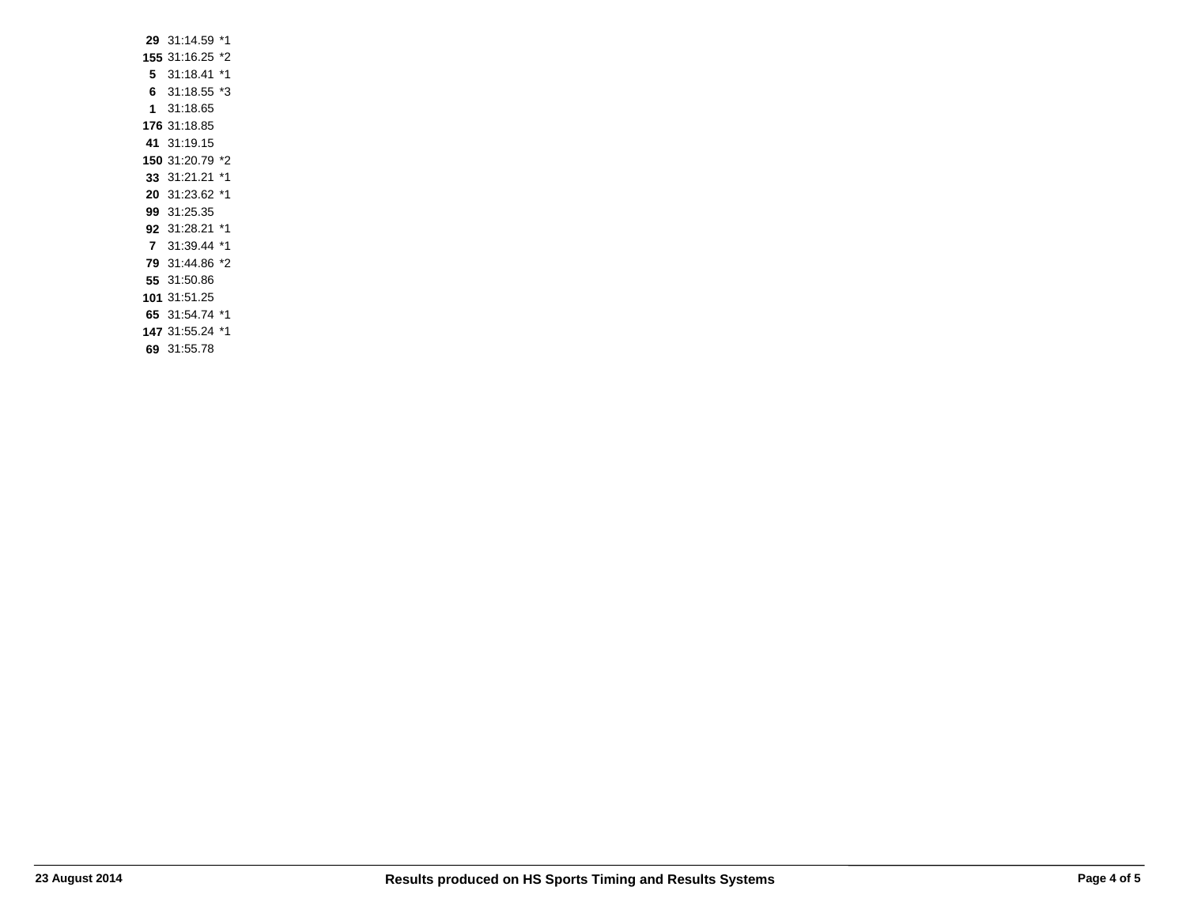| | | |
|---|---|---|
| **29** | 31:14.59 | *1 |
| **155** | 31:16.25 | *2 |
| **5** | 31:18.41 | *1 |
| **6** | 31:18.55 | *3 |
| **1** | 31:18.65 | |
| **176** | 31:18.85 | |
| **41** | 31:19.15 | |
| **150** | 31:20.79 | *2 |
| **33** | 31:21.21 | *1 |
| **20** | 31:23.62 | *1 |
| **99** | 31:25.35 | |
| **92** | 31:28.21 | *1 |
| **7** | 31:39.44 | *1 |
| **79** | 31:44.86 | *2 |
| **55** | 31:50.86 | |
| **101** | 31:51.25 | |
| **65** | 31:54.74 | *1 |
| **147** | 31:55.24 | *1 |
| **69** | 31:55.78 | |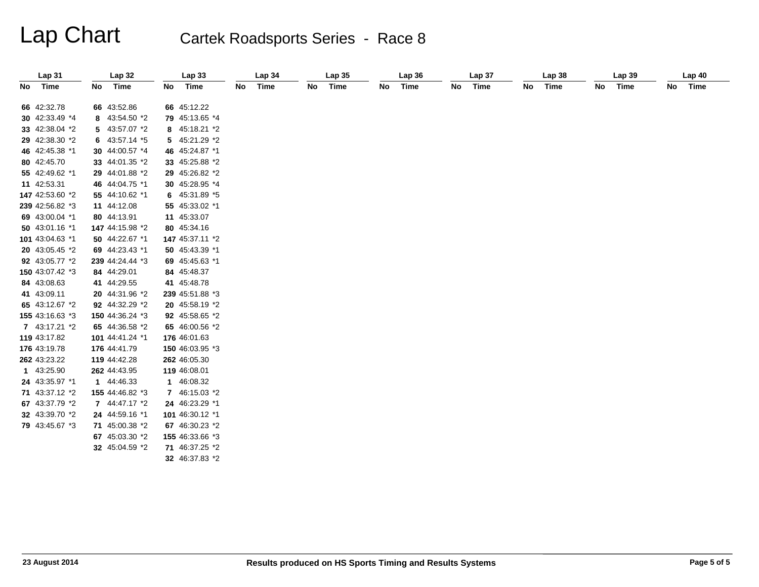# Lap Chart

## Cartek Roadsports Series - Race 8

| Lap 31 | | Lap 32 | | Lap 33 | | Lap 34 | | Lap 35 | | Lap 36 | | Lap 37 | | Lap 38 | | Lap 39 | | Lap 40 | |
|---|---|---|---|---|---|---|---|---|---|---|---|---|---|---|---|---|---|---|---|
| No | Time | No | Time | No | Time | No | Time | No | Time | No | Time | No | Time | No | Time | No | Time | No | Time |
| 66 | 42:32.78 | 66 | 43:52.86 | 66 | 45:12.22 | | | | | | | | | | | | | | |
| 30 | 42:33.49 *4 | 8 | 43:54.50 *2 | 79 | 45:13.65 *4 | | | | | | | | | | | | | | |
| 33 | 42:38.04 *2 | 5 | 43:57.07 *2 | 8 | 45:18.21 *2 | | | | | | | | | | | | | | |
| 29 | 42:38.30 *2 | 6 | 43:57.14 *5 | 5 | 45:21.29 *2 | | | | | | | | | | | | | | |
| 46 | 42:45.38 *1 | 30 | 44:00.57 *4 | 46 | 45:24.87 *1 | | | | | | | | | | | | | | |
| 80 | 42:45.70 | 33 | 44:01.35 *2 | 33 | 45:25.88 *2 | | | | | | | | | | | | | | |
| 55 | 42:49.62 *1 | 29 | 44:01.88 *2 | 29 | 45:26.82 *2 | | | | | | | | | | | | | | |
| 11 | 42:53.31 | 46 | 44:04.75 *1 | 30 | 45:28.95 *4 | | | | | | | | | | | | | | |
| 147 | 42:53.60 *2 | 55 | 44:10.62 *1 | 6 | 45:31.89 *5 | | | | | | | | | | | | | | |
| 239 | 42:56.82 *3 | 11 | 44:12.08 | 55 | 45:33.02 *1 | | | | | | | | | | | | | | |
| 69 | 43:00.04 *1 | 80 | 44:13.91 | 11 | 45:33.07 | | | | | | | | | | | | | | |
| 50 | 43:01.16 *1 | 147 | 44:15.98 *2 | 80 | 45:34.16 | | | | | | | | | | | | | | |
| 101 | 43:04.63 *1 | 50 | 44:22.67 *1 | 147 | 45:37.11 *2 | | | | | | | | | | | | | | |
| 20 | 43:05.45 *2 | 69 | 44:23.43 *1 | 50 | 45:43.39 *1 | | | | | | | | | | | | | | |
| 92 | 43:05.77 *2 | 239 | 44:24.44 *3 | 69 | 45:45.63 *1 | | | | | | | | | | | | | | |
| 150 | 43:07.42 *3 | 84 | 44:29.01 | 84 | 45:48.37 | | | | | | | | | | | | | | |
| 84 | 43:08.63 | 41 | 44:29.55 | 41 | 45:48.78 | | | | | | | | | | | | | | |
| 41 | 43:09.11 | 20 | 44:31.96 *2 | 239 | 45:51.88 *3 | | | | | | | | | | | | | | |
| 65 | 43:12.67 *2 | 92 | 44:32.29 *2 | 20 | 45:58.19 *2 | | | | | | | | | | | | | | |
| 155 | 43:16.63 *3 | 150 | 44:36.24 *3 | 92 | 45:58.65 *2 | | | | | | | | | | | | | | |
| 7 | 43:17.21 *2 | 65 | 44:36.58 *2 | 65 | 46:00.56 *2 | | | | | | | | | | | | | | |
| 119 | 43:17.82 | 101 | 44:41.24 *1 | 176 | 46:01.63 | | | | | | | | | | | | | | |
| 176 | 43:19.78 | 176 | 44:41.79 | 150 | 46:03.95 *3 | | | | | | | | | | | | | | |
| 262 | 43:23.22 | 119 | 44:42.28 | 262 | 46:05.30 | | | | | | | | | | | | | | |
| 1 | 43:25.90 | 262 | 44:43.95 | 119 | 46:08.01 | | | | | | | | | | | | | | |
| 24 | 43:35.97 *1 | 1 | 44:46.33 | 1 | 46:08.32 | | | | | | | | | | | | | | |
| 71 | 43:37.12 *2 | 155 | 44:46.82 *3 | 7 | 46:15.03 *2 | | | | | | | | | | | | | | |
| 67 | 43:37.79 *2 | 7 | 44:47.17 *2 | 24 | 46:23.29 *1 | | | | | | | | | | | | | | |
| 32 | 43:39.70 *2 | 24 | 44:59.16 *1 | 101 | 46:30.12 *1 | | | | | | | | | | | | | | |
| 79 | 43:45.67 *3 | 71 | 45:00.38 *2 | 67 | 46:30.23 *2 | | | | | | | | | | | | | | |
| | | 67 | 45:03.30 *2 | 155 | 46:33.66 *3 | | | | | | | | | | | | | | |
| | | 32 | 45:04.59 *2 | 71 | 46:37.25 *2 | | | | | | | | | | | | | | |
| | | | | 32 | 46:37.83 *2 | | | | | | | | | | | | | | |

23 August 2014

Results produced on HS Sports Timing and Results Systems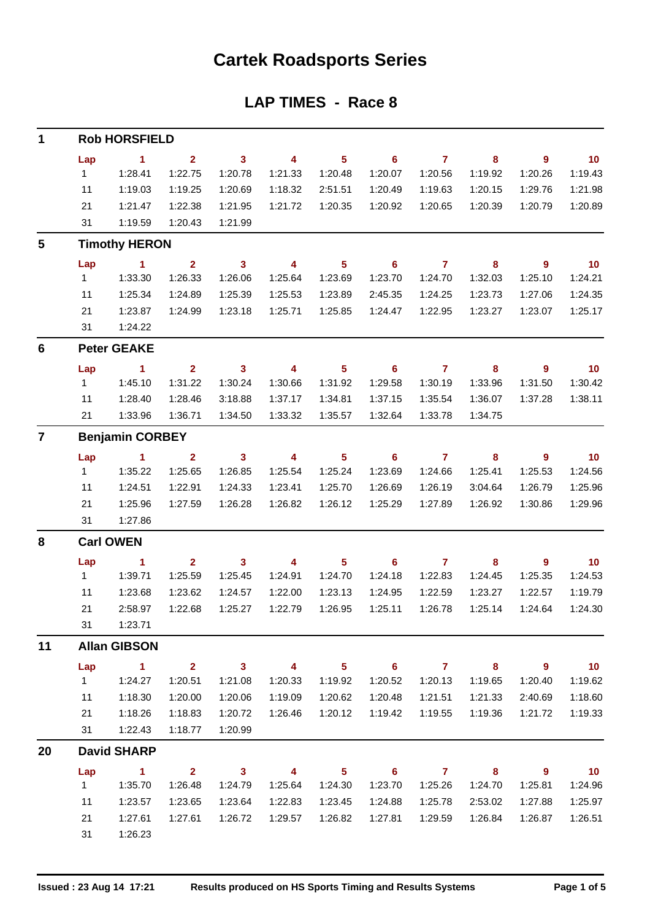# Cartek Roadsports Series

## LAP TIMES - Race 8

### 1 Rob HORSFIELD

| Lap | 1 | 2 | 3 | 4 | 5 | 6 | 7 | 8 | 9 | 10 |
|---|---|---|---|---|---|---|---|---|---|---|
| 1 | 1:28.41 | 1:22.75 | 1:20.78 | 1:21.33 | 1:20.48 | 1:20.07 | 1:20.56 | 1:19.92 | 1:20.26 | 1:19.43 |
| 11 | 1:19.03 | 1:19.25 | 1:20.69 | 1:18.32 | 2:51.51 | 1:20.49 | 1:19.63 | 1:20.15 | 1:29.76 | 1:21.98 |
| 21 | 1:21.47 | 1:22.38 | 1:21.95 | 1:21.72 | 1:20.35 | 1:20.92 | 1:20.65 | 1:20.39 | 1:20.79 | 1:20.89 |
| 31 | 1:19.59 | 1:20.43 | 1:21.99 | | | | | | | |

### 5 Timothy HERON

| Lap | 1 | 2 | 3 | 4 | 5 | 6 | 7 | 8 | 9 | 10 |
|---|---|---|---|---|---|---|---|---|---|---|
| 1 | 1:33.30 | 1:26.33 | 1:26.06 | 1:25.64 | 1:23.69 | 1:23.70 | 1:24.70 | 1:32.03 | 1:25.10 | 1:24.21 |
| 11 | 1:25.34 | 1:24.89 | 1:25.39 | 1:25.53 | 1:23.89 | 2:45.35 | 1:24.25 | 1:23.73 | 1:27.06 | 1:24.35 |
| 21 | 1:23.87 | 1:24.99 | 1:23.18 | 1:25.71 | 1:25.85 | 1:24.47 | 1:22.95 | 1:23.27 | 1:23.07 | 1:25.17 |
| 31 | 1:24.22 | | | | | | | | | |

### 6 Peter GEAKE

| Lap | 1 | 2 | 3 | 4 | 5 | 6 | 7 | 8 | 9 | 10 |
|---|---|---|---|---|---|---|---|---|---|---|
| 1 | 1:45.10 | 1:31.22 | 1:30.24 | 1:30.66 | 1:31.92 | 1:29.58 | 1:30.19 | 1:33.96 | 1:31.50 | 1:30.42 |
| 11 | 1:28.40 | 1:28.46 | 3:18.88 | 1:37.17 | 1:34.81 | 1:37.15 | 1:35.54 | 1:36.07 | 1:37.28 | 1:38.11 |
| 21 | 1:33.96 | 1:36.71 | 1:34.50 | 1:33.32 | 1:35.57 | 1:32.64 | 1:33.78 | 1:34.75 | | |

### 7 Benjamin CORBEY

| Lap | 1 | 2 | 3 | 4 | 5 | 6 | 7 | 8 | 9 | 10 |
|---|---|---|---|---|---|---|---|---|---|---|
| 1 | 1:35.22 | 1:25.65 | 1:26.85 | 1:25.54 | 1:25.24 | 1:23.69 | 1:24.66 | 1:25.41 | 1:25.53 | 1:24.56 |
| 11 | 1:24.51 | 1:22.91 | 1:24.33 | 1:23.41 | 1:25.70 | 1:26.69 | 1:26.19 | 3:04.64 | 1:26.79 | 1:25.96 |
| 21 | 1:25.96 | 1:27.59 | 1:26.28 | 1:26.82 | 1:26.12 | 1:25.29 | 1:27.89 | 1:26.92 | 1:30.86 | 1:29.96 |
| 31 | 1:27.86 | | | | | | | | | |

### 8 Carl OWEN

| Lap | 1 | 2 | 3 | 4 | 5 | 6 | 7 | 8 | 9 | 10 |
|---|---|---|---|---|---|---|---|---|---|---|
| 1 | 1:39.71 | 1:25.59 | 1:25.45 | 1:24.91 | 1:24.70 | 1:24.18 | 1:22.83 | 1:24.45 | 1:25.35 | 1:24.53 |
| 11 | 1:23.68 | 1:23.62 | 1:24.57 | 1:22.00 | 1:23.13 | 1:24.95 | 1:22.59 | 1:23.27 | 1:22.57 | 1:19.79 |
| 21 | 2:58.97 | 1:22.68 | 1:25.27 | 1:22.79 | 1:26.95 | 1:25.11 | 1:26.78 | 1:25.14 | 1:24.64 | 1:24.30 |
| 31 | 1:23.71 | | | | | | | | | |

### 11 Allan GIBSON

| Lap | 1 | 2 | 3 | 4 | 5 | 6 | 7 | 8 | 9 | 10 |
|---|---|---|---|---|---|---|---|---|---|---|
| 1 | 1:24.27 | 1:20.51 | 1:21.08 | 1:20.33 | 1:19.92 | 1:20.52 | 1:20.13 | 1:19.65 | 1:20.40 | 1:19.62 |
| 11 | 1:18.30 | 1:20.00 | 1:20.06 | 1:19.09 | 1:20.62 | 1:20.48 | 1:21.51 | 1:21.33 | 2:40.69 | 1:18.60 |
| 21 | 1:18.26 | 1:18.83 | 1:20.72 | 1:26.46 | 1:20.12 | 1:19.42 | 1:19.55 | 1:19.36 | 1:21.72 | 1:19.33 |
| 31 | 1:22.43 | 1:18.77 | 1:20.99 | | | | | | | |

### 20 David SHARP

| Lap | 1 | 2 | 3 | 4 | 5 | 6 | 7 | 8 | 9 | 10 |
|---|---|---|---|---|---|---|---|---|---|---|
| 1 | 1:35.70 | 1:26.48 | 1:24.79 | 1:25.64 | 1:24.30 | 1:23.70 | 1:25.26 | 1:24.70 | 1:25.81 | 1:24.96 |
| 11 | 1:23.57 | 1:23.65 | 1:23.64 | 1:22.83 | 1:23.45 | 1:24.88 | 1:25.78 | 2:53.02 | 1:27.88 | 1:25.97 |
| 21 | 1:27.61 | 1:27.61 | 1:26.72 | 1:29.57 | 1:26.82 | 1:27.81 | 1:29.59 | 1:26.84 | 1:26.87 | 1:26.51 |
| 31 | 1:26.23 | | | | | | | | | |

**Issued : 23 Aug 14 17:21** **Results produced on HS Sports Timing and Results Systems**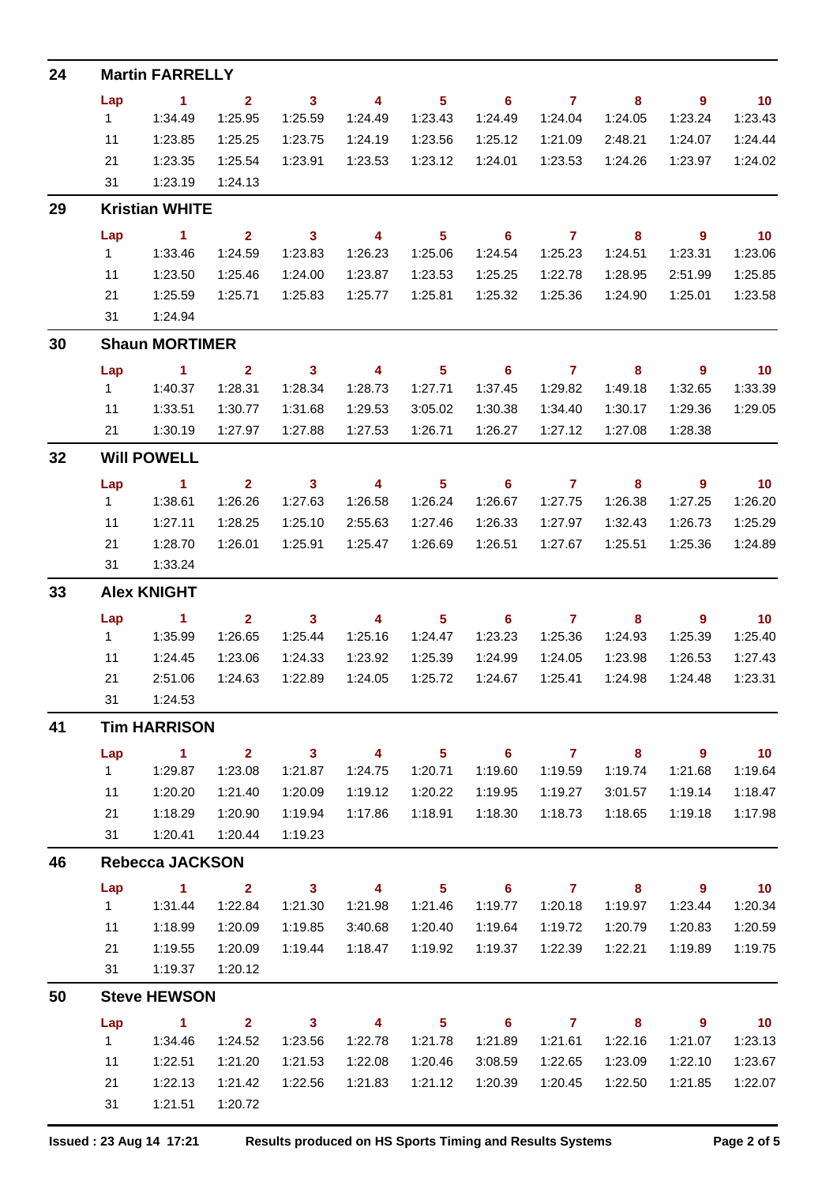## 24 Martin FARRELLY

| Lap | 1 | 2 | 3 | 4 | 5 | 6 | 7 | 8 | 9 | 10 |
|---|---|---|---|---|---|---|---|---|---|---|
| 1 | 1:34.49 | 1:25.95 | 1:25.59 | 1:24.49 | 1:23.43 | 1:24.49 | 1:24.04 | 1:24.05 | 1:23.24 | 1:23.43 |
| 11 | 1:23.85 | 1:25.25 | 1:23.75 | 1:24.19 | 1:23.56 | 1:25.12 | 1:21.09 | 2:48.21 | 1:24.07 | 1:24.44 |
| 21 | 1:23.35 | 1:25.54 | 1:23.91 | 1:23.53 | 1:23.12 | 1:24.01 | 1:23.53 | 1:24.26 | 1:23.97 | 1:24.02 |
| 31 | 1:23.19 | 1:24.13 | | | | | | | | |

## 29 Kristian WHITE

| Lap | 1 | 2 | 3 | 4 | 5 | 6 | 7 | 8 | 9 | 10 |
|---|---|---|---|---|---|---|---|---|---|---|
| 1 | 1:33.46 | 1:24.59 | 1:23.83 | 1:26.23 | 1:25.06 | 1:24.54 | 1:25.23 | 1:24.51 | 1:23.31 | 1:23.06 |
| 11 | 1:23.50 | 1:25.46 | 1:24.00 | 1:23.87 | 1:23.53 | 1:25.25 | 1:22.78 | 1:28.95 | 2:51.99 | 1:25.85 |
| 21 | 1:25.59 | 1:25.71 | 1:25.83 | 1:25.77 | 1:25.81 | 1:25.32 | 1:25.36 | 1:24.90 | 1:25.01 | 1:23.58 |
| 31 | 1:24.94 | | | | | | | | | |

## 30 Shaun MORTIMER

| Lap | 1 | 2 | 3 | 4 | 5 | 6 | 7 | 8 | 9 | 10 |
|---|---|---|---|---|---|---|---|---|---|---|
| 1 | 1:40.37 | 1:28.31 | 1:28.34 | 1:28.73 | 1:27.71 | 1:37.45 | 1:29.82 | 1:49.18 | 1:32.65 | 1:33.39 |
| 11 | 1:33.51 | 1:30.77 | 1:31.68 | 1:29.53 | 3:05.02 | 1:30.38 | 1:34.40 | 1:30.17 | 1:29.36 | 1:29.05 |
| 21 | 1:30.19 | 1:27.97 | 1:27.88 | 1:27.53 | 1:26.71 | 1:26.27 | 1:27.12 | 1:27.08 | 1:28.38 | |

## 32 Will POWELL

| Lap | 1 | 2 | 3 | 4 | 5 | 6 | 7 | 8 | 9 | 10 |
|---|---|---|---|---|---|---|---|---|---|---|
| 1 | 1:38.61 | 1:26.26 | 1:27.63 | 1:26.58 | 1:26.24 | 1:26.67 | 1:27.75 | 1:26.38 | 1:27.25 | 1:26.20 |
| 11 | 1:27.11 | 1:28.25 | 1:25.10 | 2:55.63 | 1:27.46 | 1:26.33 | 1:27.97 | 1:32.43 | 1:26.73 | 1:25.29 |
| 21 | 1:28.70 | 1:26.01 | 1:25.91 | 1:25.47 | 1:26.69 | 1:26.51 | 1:27.67 | 1:25.51 | 1:25.36 | 1:24.89 |
| 31 | 1:33.24 | | | | | | | | | |

## 33 Alex KNIGHT

| Lap | 1 | 2 | 3 | 4 | 5 | 6 | 7 | 8 | 9 | 10 |
|---|---|---|---|---|---|---|---|---|---|---|
| 1 | 1:35.99 | 1:26.65 | 1:25.44 | 1:25.16 | 1:24.47 | 1:23.23 | 1:25.36 | 1:24.93 | 1:25.39 | 1:25.40 |
| 11 | 1:24.45 | 1:23.06 | 1:24.33 | 1:23.92 | 1:25.39 | 1:24.99 | 1:24.05 | 1:23.98 | 1:26.53 | 1:27.43 |
| 21 | 2:51.06 | 1:24.63 | 1:22.89 | 1:24.05 | 1:25.72 | 1:24.67 | 1:25.41 | 1:24.98 | 1:24.48 | 1:23.31 |
| 31 | 1:24.53 | | | | | | | | | |

## 41 Tim HARRISON

| Lap | 1 | 2 | 3 | 4 | 5 | 6 | 7 | 8 | 9 | 10 |
|---|---|---|---|---|---|---|---|---|---|---|
| 1 | 1:29.87 | 1:23.08 | 1:21.87 | 1:24.75 | 1:20.71 | 1:19.60 | 1:19.59 | 1:19.74 | 1:21.68 | 1:19.64 |
| 11 | 1:20.20 | 1:21.40 | 1:20.09 | 1:19.12 | 1:20.22 | 1:19.95 | 1:19.27 | 3:01.57 | 1:19.14 | 1:18.47 |
| 21 | 1:18.29 | 1:20.90 | 1:19.94 | 1:17.86 | 1:18.91 | 1:18.30 | 1:18.73 | 1:18.65 | 1:19.18 | 1:17.98 |
| 31 | 1:20.41 | 1:20.44 | 1:19.23 | | | | | | | |

## 46 Rebecca JACKSON

| Lap | 1 | 2 | 3 | 4 | 5 | 6 | 7 | 8 | 9 | 10 |
|---|---|---|---|---|---|---|---|---|---|---|
| 1 | 1:31.44 | 1:22.84 | 1:21.30 | 1:21.98 | 1:21.46 | 1:19.77 | 1:20.18 | 1:19.97 | 1:23.44 | 1:20.34 |
| 11 | 1:18.99 | 1:20.09 | 1:19.85 | 3:40.68 | 1:20.40 | 1:19.64 | 1:19.72 | 1:20.79 | 1:20.83 | 1:20.59 |
| 21 | 1:19.55 | 1:20.09 | 1:19.44 | 1:18.47 | 1:19.92 | 1:19.37 | 1:22.39 | 1:22.21 | 1:19.89 | 1:19.75 |
| 31 | 1:19.37 | 1:20.12 | | | | | | | | |

## 50 Steve HEWSON

| Lap | 1 | 2 | 3 | 4 | 5 | 6 | 7 | 8 | 9 | 10 |
|---|---|---|---|---|---|---|---|---|---|---|
| 1 | 1:34.46 | 1:24.52 | 1:23.56 | 1:22.78 | 1:21.78 | 1:21.89 | 1:21.61 | 1:22.16 | 1:21.07 | 1:23.13 |
| 11 | 1:22.51 | 1:21.20 | 1:21.53 | 1:22.08 | 1:20.46 | 3:08.59 | 1:22.65 | 1:23.09 | 1:22.10 | 1:23.67 |
| 21 | 1:22.13 | 1:21.42 | 1:22.56 | 1:21.83 | 1:21.12 | 1:20.39 | 1:20.45 | 1:22.50 | 1:21.85 | 1:22.07 |
| 31 | 1:21.51 | 1:20.72 | | | | | | | | |

Issued : 23 Aug 14 17:21 Results produced on HS Sports Timing and Results Systems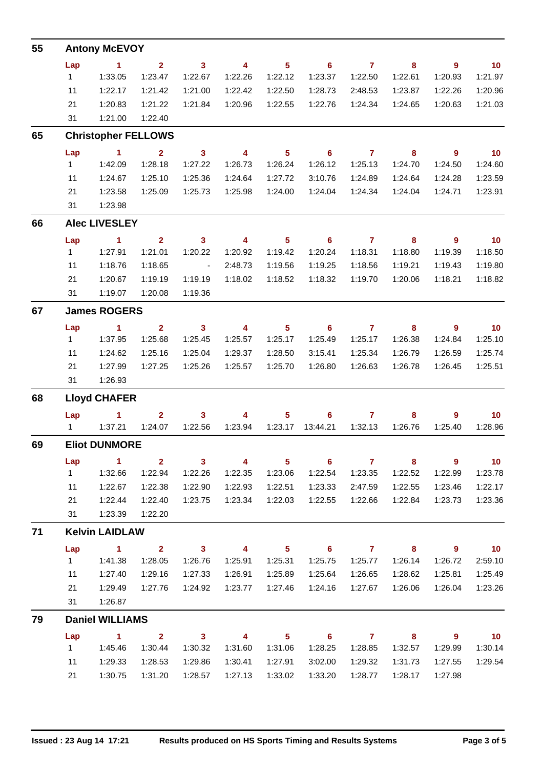## 55 Antony McEVOY

| Lap | 1 | 2 | 3 | 4 | 5 | 6 | 7 | 8 | 9 | 10 |
|---|---|---|---|---|---|---|---|---|---|---|
| 1 | 1:33.05 | 1:23.47 | 1:22.67 | 1:22.26 | 1:22.12 | 1:23.37 | 1:22.50 | 1:22.61 | 1:20.93 | 1:21.97 |
| 11 | 1:22.17 | 1:21.42 | 1:21.00 | 1:22.42 | 1:22.50 | 1:28.73 | 2:48.53 | 1:23.87 | 1:22.26 | 1:20.96 |
| 21 | 1:20.83 | 1:21.22 | 1:21.84 | 1:20.96 | 1:22.55 | 1:22.76 | 1:24.34 | 1:24.65 | 1:20.63 | 1:21.03 |
| 31 | 1:21.00 | 1:22.40 | | | | | | | | |

## 65 Christopher FELLOWS

| Lap | 1 | 2 | 3 | 4 | 5 | 6 | 7 | 8 | 9 | 10 |
|---|---|---|---|---|---|---|---|---|---|---|
| 1 | 1:42.09 | 1:28.18 | 1:27.22 | 1:26.73 | 1:26.24 | 1:26.12 | 1:25.13 | 1:24.70 | 1:24.50 | 1:24.60 |
| 11 | 1:24.67 | 1:25.10 | 1:25.36 | 1:24.64 | 1:27.72 | 3:10.76 | 1:24.89 | 1:24.64 | 1:24.28 | 1:23.59 |
| 21 | 1:23.58 | 1:25.09 | 1:25.73 | 1:25.98 | 1:24.00 | 1:24.04 | 1:24.34 | 1:24.04 | 1:24.71 | 1:23.91 |
| 31 | 1:23.98 | | | | | | | | | |

## 66 Alec LIVESLEY

| Lap | 1 | 2 | 3 | 4 | 5 | 6 | 7 | 8 | 9 | 10 |
|---|---|---|---|---|---|---|---|---|---|---|
| 1 | 1:27.91 | 1:21.01 | 1:20.22 | 1:20.92 | 1:19.42 | 1:20.24 | 1:18.31 | 1:18.80 | 1:19.39 | 1:18.50 |
| 11 | 1:18.76 | 1:18.65 | - | 2:48.73 | 1:19.56 | 1:19.25 | 1:18.56 | 1:19.21 | 1:19.43 | 1:19.80 |
| 21 | 1:20.67 | 1:19.19 | 1:19.19 | 1:18.02 | 1:18.52 | 1:18.32 | 1:19.70 | 1:20.06 | 1:18.21 | 1:18.82 |
| 31 | 1:19.07 | 1:20.08 | 1:19.36 | | | | | | | |

## 67 James ROGERS

| Lap | 1 | 2 | 3 | 4 | 5 | 6 | 7 | 8 | 9 | 10 |
|---|---|---|---|---|---|---|---|---|---|---|
| 1 | 1:37.95 | 1:25.68 | 1:25.45 | 1:25.57 | 1:25.17 | 1:25.49 | 1:25.17 | 1:26.38 | 1:24.84 | 1:25.10 |
| 11 | 1:24.62 | 1:25.16 | 1:25.04 | 1:29.37 | 1:28.50 | 3:15.41 | 1:25.34 | 1:26.79 | 1:26.59 | 1:25.74 |
| 21 | 1:27.99 | 1:27.25 | 1:25.26 | 1:25.57 | 1:25.70 | 1:26.80 | 1:26.63 | 1:26.78 | 1:26.45 | 1:25.51 |
| 31 | 1:26.93 | | | | | | | | | |

## 68 Lloyd CHAFER

| Lap | 1 | 2 | 3 | 4 | 5 | 6 | 7 | 8 | 9 | 10 |
|---|---|---|---|---|---|---|---|---|---|---|
| 1 | 1:37.21 | 1:24.07 | 1:22.56 | 1:23.94 | 1:23.17 | 13:44.21 | 1:32.13 | 1:26.76 | 1:25.40 | 1:28.96 |

## 69 Eliot DUNMORE

| Lap | 1 | 2 | 3 | 4 | 5 | 6 | 7 | 8 | 9 | 10 |
|---|---|---|---|---|---|---|---|---|---|---|
| 1 | 1:32.66 | 1:22.94 | 1:22.26 | 1:22.35 | 1:23.06 | 1:22.54 | 1:23.35 | 1:22.52 | 1:22.99 | 1:23.78 |
| 11 | 1:22.67 | 1:22.38 | 1:22.90 | 1:22.93 | 1:22.51 | 1:23.33 | 2:47.59 | 1:22.55 | 1:23.46 | 1:22.17 |
| 21 | 1:22.44 | 1:22.40 | 1:23.75 | 1:23.34 | 1:22.03 | 1:22.55 | 1:22.66 | 1:22.84 | 1:23.73 | 1:23.36 |
| 31 | 1:23.39 | 1:22.20 | | | | | | | | |

## 71 Kelvin LAIDLAW

| Lap | 1 | 2 | 3 | 4 | 5 | 6 | 7 | 8 | 9 | 10 |
|---|---|---|---|---|---|---|---|---|---|---|
| 1 | 1:41.38 | 1:28.05 | 1:26.76 | 1:25.91 | 1:25.31 | 1:25.75 | 1:25.77 | 1:26.14 | 1:26.72 | 2:59.10 |
| 11 | 1:27.40 | 1:29.16 | 1:27.33 | 1:26.91 | 1:25.89 | 1:25.64 | 1:26.65 | 1:28.62 | 1:25.81 | 1:25.49 |
| 21 | 1:29.49 | 1:27.76 | 1:24.92 | 1:23.77 | 1:27.46 | 1:24.16 | 1:27.67 | 1:26.06 | 1:26.04 | 1:23.26 |
| 31 | 1:26.87 | | | | | | | | | |

## 79 Daniel WILLIAMS

| Lap | 1 | 2 | 3 | 4 | 5 | 6 | 7 | 8 | 9 | 10 |
|---|---|---|---|---|---|---|---|---|---|---|
| 1 | 1:45.46 | 1:30.44 | 1:30.32 | 1:31.60 | 1:31.06 | 1:28.25 | 1:28.85 | 1:32.57 | 1:29.99 | 1:30.14 |
| 11 | 1:29.33 | 1:28.53 | 1:29.86 | 1:30.41 | 1:27.91 | 3:02.00 | 1:29.32 | 1:31.73 | 1:27.55 | 1:29.54 |
| 21 | 1:30.75 | 1:31.20 | 1:28.57 | 1:27.13 | 1:33.02 | 1:33.20 | 1:28.77 | 1:28.17 | 1:27.98 | |

Issued : 23 Aug 14 17:21 Results produced on HS Sports Timing and Results Systems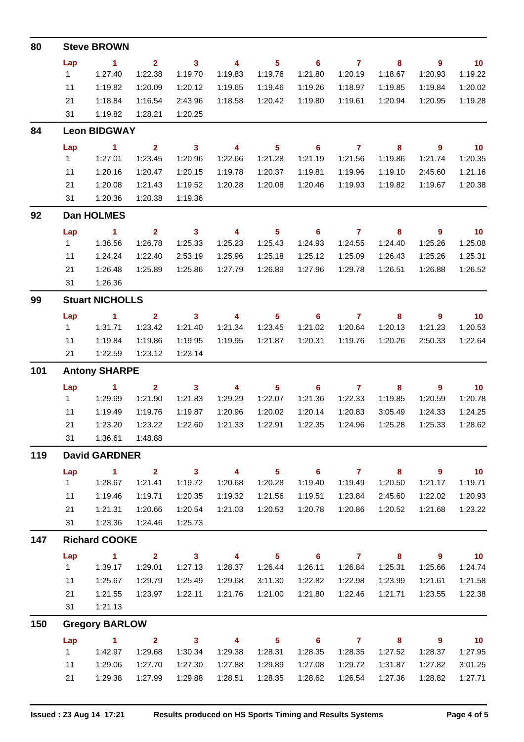## 80 Steve BROWN

| Lap | 1 | 2 | 3 | 4 | 5 | 6 | 7 | 8 | 9 | 10 |
|---|---|---|---|---|---|---|---|---|---|---|
| 1 | 1:27.40 | 1:22.38 | 1:19.70 | 1:19.83 | 1:19.76 | 1:21.80 | 1:20.19 | 1:18.67 | 1:20.93 | 1:19.22 |
| 11 | 1:19.82 | 1:20.09 | 1:20.12 | 1:19.65 | 1:19.46 | 1:19.26 | 1:18.97 | 1:19.85 | 1:19.84 | 1:20.02 |
| 21 | 1:18.84 | 1:16.54 | 2:43.96 | 1:18.58 | 1:20.42 | 1:19.80 | 1:19.61 | 1:20.94 | 1:20.95 | 1:19.28 |
| 31 | 1:19.82 | 1:28.21 | 1:20.25 | | | | | | | |

## 84 Leon BIDGWAY

| Lap | 1 | 2 | 3 | 4 | 5 | 6 | 7 | 8 | 9 | 10 |
|---|---|---|---|---|---|---|---|---|---|---|
| 1 | 1:27.01 | 1:23.45 | 1:20.96 | 1:22.66 | 1:21.28 | 1:21.19 | 1:21.56 | 1:19.86 | 1:21.74 | 1:20.35 |
| 11 | 1:20.16 | 1:20.47 | 1:20.15 | 1:19.78 | 1:20.37 | 1:19.81 | 1:19.96 | 1:19.10 | 2:45.60 | 1:21.16 |
| 21 | 1:20.08 | 1:21.43 | 1:19.52 | 1:20.28 | 1:20.08 | 1:20.46 | 1:19.93 | 1:19.82 | 1:19.67 | 1:20.38 |
| 31 | 1:20.36 | 1:20.38 | 1:19.36 | | | | | | | |

## 92 Dan HOLMES

| Lap | 1 | 2 | 3 | 4 | 5 | 6 | 7 | 8 | 9 | 10 |
|---|---|---|---|---|---|---|---|---|---|---|
| 1 | 1:36.56 | 1:26.78 | 1:25.33 | 1:25.23 | 1:25.43 | 1:24.93 | 1:24.55 | 1:24.40 | 1:25.26 | 1:25.08 |
| 11 | 1:24.24 | 1:22.40 | 2:53.19 | 1:25.96 | 1:25.18 | 1:25.12 | 1:25.09 | 1:26.43 | 1:25.26 | 1:25.31 |
| 21 | 1:26.48 | 1:25.89 | 1:25.86 | 1:27.79 | 1:26.89 | 1:27.96 | 1:29.78 | 1:26.51 | 1:26.88 | 1:26.52 |
| 31 | 1:26.36 | | | | | | | | | |

## 99 Stuart NICHOLLS

| Lap | 1 | 2 | 3 | 4 | 5 | 6 | 7 | 8 | 9 | 10 |
|---|---|---|---|---|---|---|---|---|---|---|
| 1 | 1:31.71 | 1:23.42 | 1:21.40 | 1:21.34 | 1:23.45 | 1:21.02 | 1:20.64 | 1:20.13 | 1:21.23 | 1:20.53 |
| 11 | 1:19.84 | 1:19.86 | 1:19.95 | 1:19.95 | 1:21.87 | 1:20.31 | 1:19.76 | 1:20.26 | 2:50.33 | 1:22.64 |
| 21 | 1:22.59 | 1:23.12 | 1:23.14 | | | | | | | |

## 101 Antony SHARPE

| Lap | 1 | 2 | 3 | 4 | 5 | 6 | 7 | 8 | 9 | 10 |
|---|---|---|---|---|---|---|---|---|---|---|
| 1 | 1:29.69 | 1:21.90 | 1:21.83 | 1:29.29 | 1:22.07 | 1:21.36 | 1:22.33 | 1:19.85 | 1:20.59 | 1:20.78 |
| 11 | 1:19.49 | 1:19.76 | 1:19.87 | 1:20.96 | 1:20.02 | 1:20.14 | 1:20.83 | 3:05.49 | 1:24.33 | 1:24.25 |
| 21 | 1:23.20 | 1:23.22 | 1:22.60 | 1:21.33 | 1:22.91 | 1:22.35 | 1:24.96 | 1:25.28 | 1:25.33 | 1:28.62 |
| 31 | 1:36.61 | 1:48.88 | | | | | | | | |

## 119 David GARDNER

| Lap | 1 | 2 | 3 | 4 | 5 | 6 | 7 | 8 | 9 | 10 |
|---|---|---|---|---|---|---|---|---|---|---|
| 1 | 1:28.67 | 1:21.41 | 1:19.72 | 1:20.68 | 1:20.28 | 1:19.40 | 1:19.49 | 1:20.50 | 1:21.17 | 1:19.71 |
| 11 | 1:19.46 | 1:19.71 | 1:20.35 | 1:19.32 | 1:21.56 | 1:19.51 | 1:23.84 | 2:45.60 | 1:22.02 | 1:20.93 |
| 21 | 1:21.31 | 1:20.66 | 1:20.54 | 1:21.03 | 1:20.53 | 1:20.78 | 1:20.86 | 1:20.52 | 1:21.68 | 1:23.22 |
| 31 | 1:23.36 | 1:24.46 | 1:25.73 | | | | | | | |

## 147 Richard COOKE

| Lap | 1 | 2 | 3 | 4 | 5 | 6 | 7 | 8 | 9 | 10 |
|---|---|---|---|---|---|---|---|---|---|---|
| 1 | 1:39.17 | 1:29.01 | 1:27.13 | 1:28.37 | 1:26.44 | 1:26.11 | 1:26.84 | 1:25.31 | 1:25.66 | 1:24.74 |
| 11 | 1:25.67 | 1:29.79 | 1:25.49 | 1:29.68 | 3:11.30 | 1:22.82 | 1:22.98 | 1:23.99 | 1:21.61 | 1:21.58 |
| 21 | 1:21.55 | 1:23.97 | 1:22.11 | 1:21.76 | 1:21.00 | 1:21.80 | 1:22.46 | 1:21.71 | 1:23.55 | 1:22.38 |
| 31 | 1:21.13 | | | | | | | | | |

## 150 Gregory BARLOW

| Lap | 1 | 2 | 3 | 4 | 5 | 6 | 7 | 8 | 9 | 10 |
|---|---|---|---|---|---|---|---|---|---|---|
| 1 | 1:42.97 | 1:29.68 | 1:30.34 | 1:29.38 | 1:28.31 | 1:28.35 | 1:28.35 | 1:27.52 | 1:28.37 | 1:27.95 |
| 11 | 1:29.06 | 1:27.70 | 1:27.30 | 1:27.88 | 1:29.89 | 1:27.08 | 1:29.72 | 1:31.87 | 1:27.82 | 3:01.25 |
| 21 | 1:29.38 | 1:27.99 | 1:29.88 | 1:28.51 | 1:28.35 | 1:28.62 | 1:26.54 | 1:27.36 | 1:28.82 | 1:27.71 |

**Issued : 23 Aug 14 17:21** **Results produced on HS Sports Timing and Results Systems**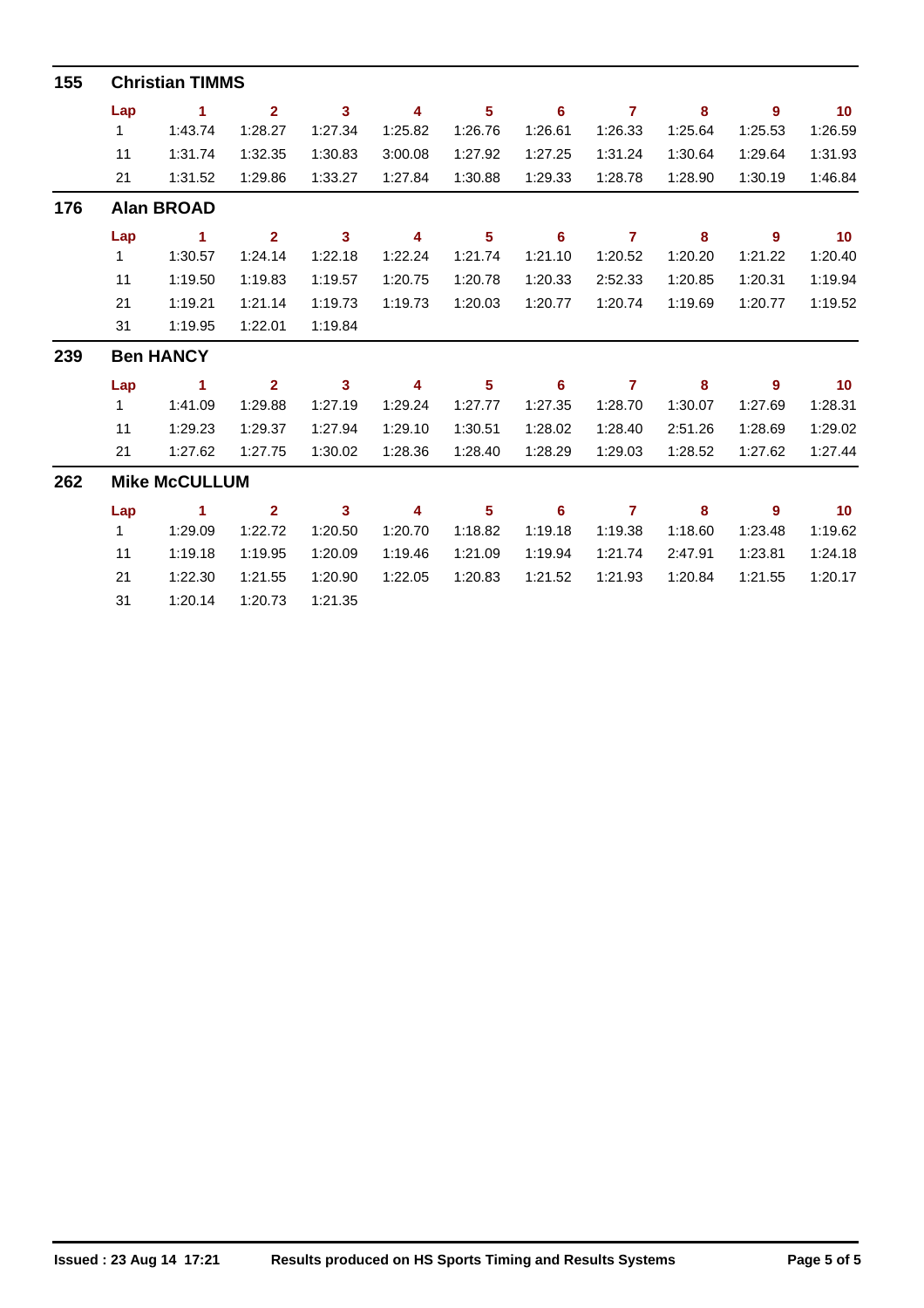## 155 Christian TIMMS

| Lap | 1 | 2 | 3 | 4 | 5 | 6 | 7 | 8 | 9 | 10 |
|---|---|---|---|---|---|---|---|---|---|---|
| 1 | 1:43.74 | 1:28.27 | 1:27.34 | 1:25.82 | 1:26.76 | 1:26.61 | 1:26.33 | 1:25.64 | 1:25.53 | 1:26.59 |
| 11 | 1:31.74 | 1:32.35 | 1:30.83 | 3:00.08 | 1:27.92 | 1:27.25 | 1:31.24 | 1:30.64 | 1:29.64 | 1:31.93 |
| 21 | 1:31.52 | 1:29.86 | 1:33.27 | 1:27.84 | 1:30.88 | 1:29.33 | 1:28.78 | 1:28.90 | 1:30.19 | 1:46.84 |

## 176 Alan BROAD

| Lap | 1 | 2 | 3 | 4 | 5 | 6 | 7 | 8 | 9 | 10 |
|---|---|---|---|---|---|---|---|---|---|---|
| 1 | 1:30.57 | 1:24.14 | 1:22.18 | 1:22.24 | 1:21.74 | 1:21.10 | 1:20.52 | 1:20.20 | 1:21.22 | 1:20.40 |
| 11 | 1:19.50 | 1:19.83 | 1:19.57 | 1:20.75 | 1:20.78 | 1:20.33 | 2:52.33 | 1:20.85 | 1:20.31 | 1:19.94 |
| 21 | 1:19.21 | 1:21.14 | 1:19.73 | 1:19.73 | 1:20.03 | 1:20.77 | 1:20.74 | 1:19.69 | 1:20.77 | 1:19.52 |
| 31 | 1:19.95 | 1:22.01 | 1:19.84 | | | | | | | |

## 239 Ben HANCY

| Lap | 1 | 2 | 3 | 4 | 5 | 6 | 7 | 8 | 9 | 10 |
|---|---|---|---|---|---|---|---|---|---|---|
| 1 | 1:41.09 | 1:29.88 | 1:27.19 | 1:29.24 | 1:27.77 | 1:27.35 | 1:28.70 | 1:30.07 | 1:27.69 | 1:28.31 |
| 11 | 1:29.23 | 1:29.37 | 1:27.94 | 1:29.10 | 1:30.51 | 1:28.02 | 1:28.40 | 2:51.26 | 1:28.69 | 1:29.02 |
| 21 | 1:27.62 | 1:27.75 | 1:30.02 | 1:28.36 | 1:28.40 | 1:28.29 | 1:29.03 | 1:28.52 | 1:27.62 | 1:27.44 |

## 262 Mike McCULLUM

| Lap | 1 | 2 | 3 | 4 | 5 | 6 | 7 | 8 | 9 | 10 |
|---|---|---|---|---|---|---|---|---|---|---|
| 1 | 1:29.09 | 1:22.72 | 1:20.50 | 1:20.70 | 1:18.82 | 1:19.18 | 1:19.38 | 1:18.60 | 1:23.48 | 1:19.62 |
| 11 | 1:19.18 | 1:19.95 | 1:20.09 | 1:19.46 | 1:21.09 | 1:19.94 | 1:21.74 | 2:47.91 | 1:23.81 | 1:24.18 |
| 21 | 1:22.30 | 1:21.55 | 1:20.90 | 1:22.05 | 1:20.83 | 1:21.52 | 1:21.93 | 1:20.84 | 1:21.55 | 1:20.17 |
| 31 | 1:20.14 | 1:20.73 | 1:21.35 | | | | | | | |